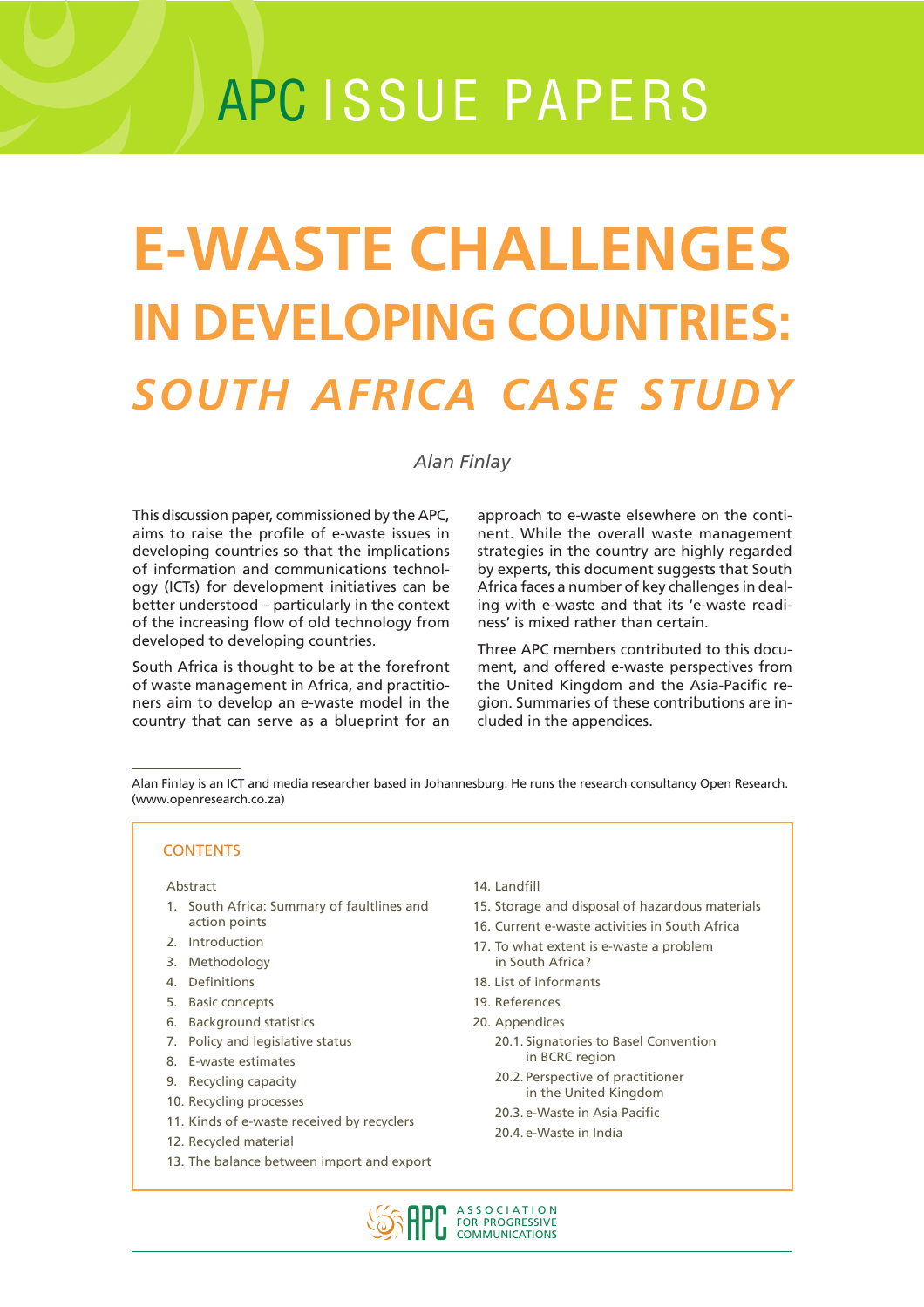APC ISSUE PAPERS

# E-WASTE CHALLENGES IN DEVELOPING COUNTRIES: *SOUTH AFRICA CASE STUDY*

*Alan Finlay*

This discussion paper, commissioned by the APC, aims to raise the profile of e-waste issues in developing countries so that the implications of information and communications technology (ICTs) for development initiatives can be better understood – particularly in the context of the increasing flow of old technology from developed to developing countries.

South Africa is thought to be at the forefront of waste management in Africa, and practitioners aim to develop an e-waste model in the country that can serve as a blueprint for an approach to e-waste elsewhere on the continent. While the overall waste management strategies in the country are highly regarded by experts, this document suggests that South Africa faces a number of key challenges in dealing with e-waste and that its 'e-waste readiness' is mixed rather than certain.

Three APC members contributed to this document, and offered e-waste perspectives from the United Kingdom and the Asia-Pacific region. Summaries of these contributions are included in the appendices.

Alan Finlay is an ICT and media researcher based in Johannesburg. He runs the research consultancy Open Research. (www.openresearch.co.za)

## CONTENTS

Abstract

1. South Africa: Summary of faultlines and action points
2. Introduction
3. Methodology
4. Definitions
5. Basic concepts
6. Background statistics
7. Policy and legislative status
8. E-waste estimates
9. Recycling capacity
10. Recycling processes
11. Kinds of e-waste received by recyclers
12. Recycled material
13. The balance between import and export
14. Landfill
15. Storage and disposal of hazardous materials
16. Current e-waste activities in South Africa
17. To what extent is e-waste a problem in South Africa?
18. List of informants
19. References
20. Appendices
    - 20.1. Signatories to Basel Convention in BCRC region
    - 20.2. Perspective of practitioner in the United Kingdom
    - 20.3. e-Waste in Asia Pacific
    - 20.4. e-Waste in India

APC — ASSOCIATION FOR PROGRESSIVE COMMUNICATIONS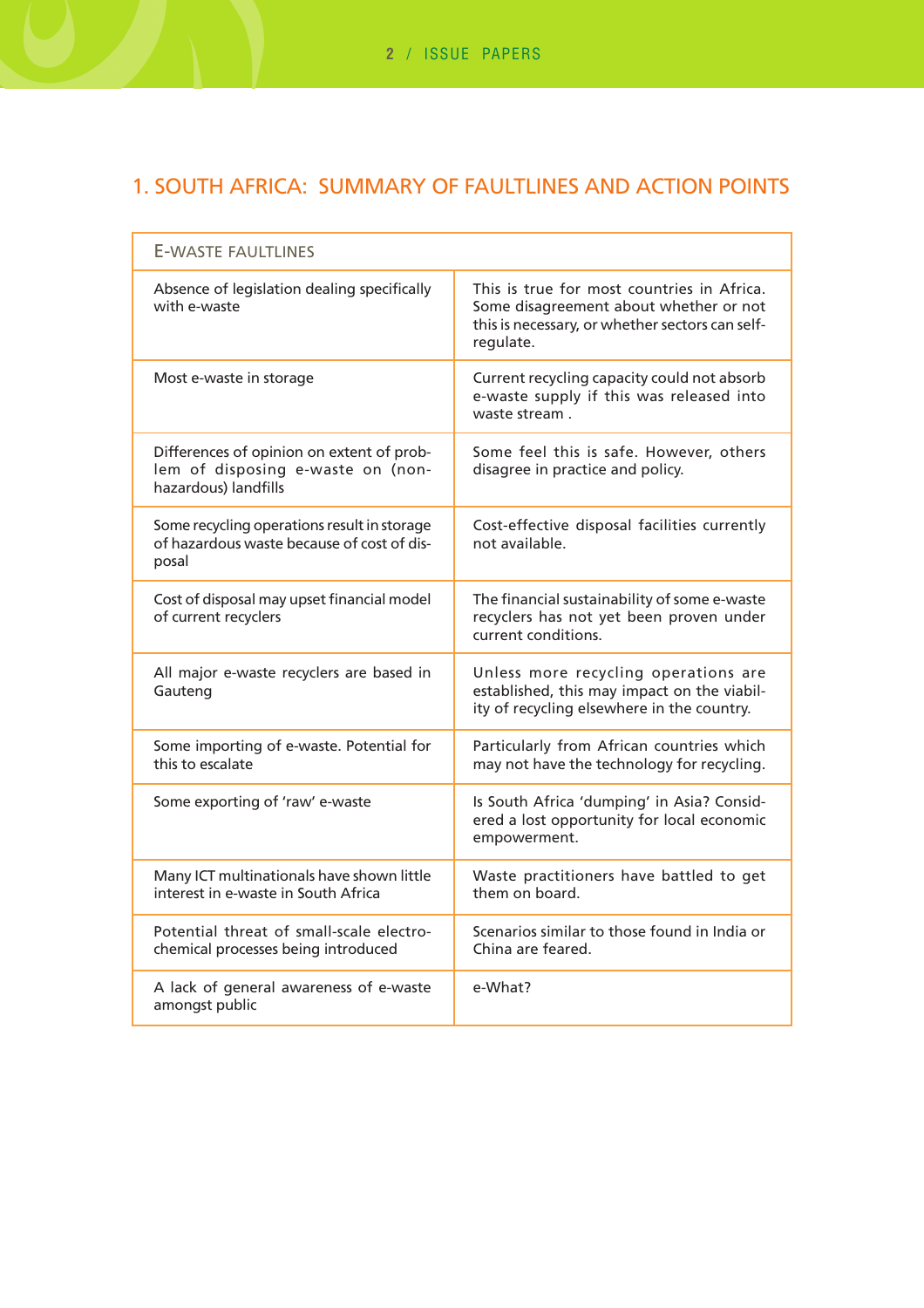## 1. SOUTH AFRICA: SUMMARY OF FAULTLINES AND ACTION POINTS

| E-WASTE FAULTLINES | |
|---|---|
| Absence of legislation dealing specifically with e-waste | This is true for most countries in Africa. Some disagreement about whether or not this is necessary, or whether sectors can self-regulate. |
| Most e-waste in storage | Current recycling capacity could not absorb e-waste supply if this was released into waste stream . |
| Differences of opinion on extent of problem of disposing e-waste on (non-hazardous) landfills | Some feel this is safe. However, others disagree in practice and policy. |
| Some recycling operations result in storage of hazardous waste because of cost of disposal | Cost-effective disposal facilities currently not available. |
| Cost of disposal may upset financial model of current recyclers | The financial sustainability of some e-waste recyclers has not yet been proven under current conditions. |
| All major e-waste recyclers are based in Gauteng | Unless more recycling operations are established, this may impact on the viability of recycling elsewhere in the country. |
| Some importing of e-waste. Potential for this to escalate | Particularly from African countries which may not have the technology for recycling. |
| Some exporting of 'raw' e-waste | Is South Africa 'dumping' in Asia? Considered a lost opportunity for local economic empowerment. |
| Many ICT multinationals have shown little interest in e-waste in South Africa | Waste practitioners have battled to get them on board. |
| Potential threat of small-scale electrochemical processes being introduced | Scenarios similar to those found in India or China are feared. |
| A lack of general awareness of e-waste amongst public | e-What? |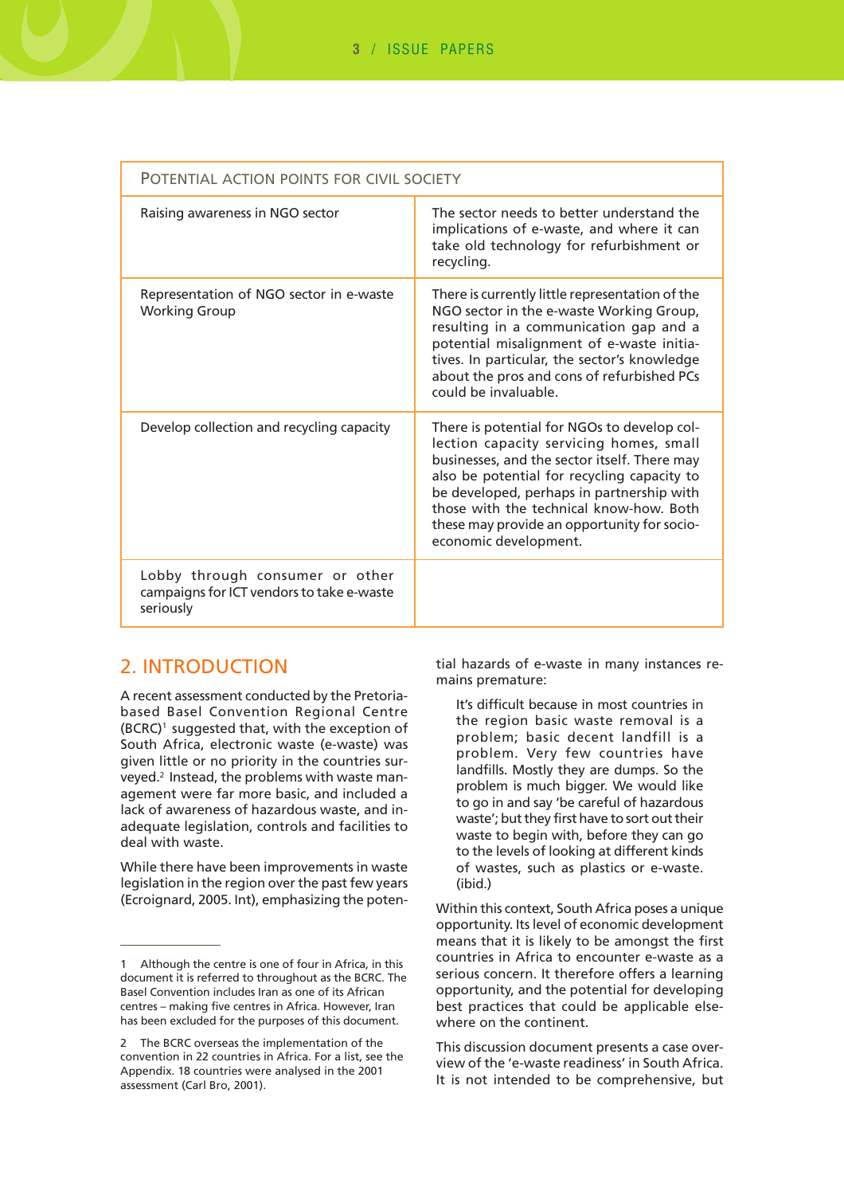| POTENTIAL ACTION POINTS FOR CIVIL SOCIETY | |
|---|---|
| Raising awareness in NGO sector | The sector needs to better understand the implications of e-waste, and where it can take old technology for refurbishment or recycling. |
| Representation of NGO sector in e-waste Working Group | There is currently little representation of the NGO sector in the e-waste Working Group, resulting in a communication gap and a potential misalignment of e-waste initiatives. In particular, the sector's knowledge about the pros and cons of refurbished PCs could be invaluable. |
| Develop collection and recycling capacity | There is potential for NGOs to develop collection capacity servicing homes, small businesses, and the sector itself. There may also be potential for recycling capacity to be developed, perhaps in partnership with those with the technical know-how. Both these may provide an opportunity for socio-economic development. |
| Lobby through consumer or other campaigns for ICT vendors to take e-waste seriously | |

## 2. INTRODUCTION

A recent assessment conducted by the Pretoria-based Basel Convention Regional Centre (BCRC)[1] suggested that, with the exception of South Africa, electronic waste (e-waste) was given little or no priority in the countries surveyed.[2] Instead, the problems with waste management were far more basic, and included a lack of awareness of hazardous waste, and inadequate legislation, controls and facilities to deal with waste.

While there have been improvements in waste legislation in the region over the past few years (Ecroignard, 2005. Int), emphasizing the potential hazards of e-waste in many instances remains premature:

> It's difficult because in most countries in the region basic waste removal is a problem; basic decent landfill is a problem. Very few countries have landfills. Mostly they are dumps. So the problem is much bigger. We would like to go in and say 'be careful of hazardous waste'; but they first have to sort out their waste to begin with, before they can go to the levels of looking at different kinds of wastes, such as plastics or e-waste. (ibid.)

Within this context, South Africa poses a unique opportunity. Its level of economic development means that it is likely to be amongst the first countries in Africa to encounter e-waste as a serious concern. It therefore offers a learning opportunity, and the potential for developing best practices that could be applicable elsewhere on the continent.

This discussion document presents a case overview of the 'e-waste readiness' in South Africa. It is not intended to be comprehensive, but

---

1 Although the centre is one of four in Africa, in this document it is referred to throughout as the BCRC. The Basel Convention includes Iran as one of its African centres – making five centres in Africa. However, Iran has been excluded for the purposes of this document.

2 The BCRC overseas the implementation of the convention in 22 countries in Africa. For a list, see the Appendix. 18 countries were analysed in the 2001 assessment (Carl Bro, 2001).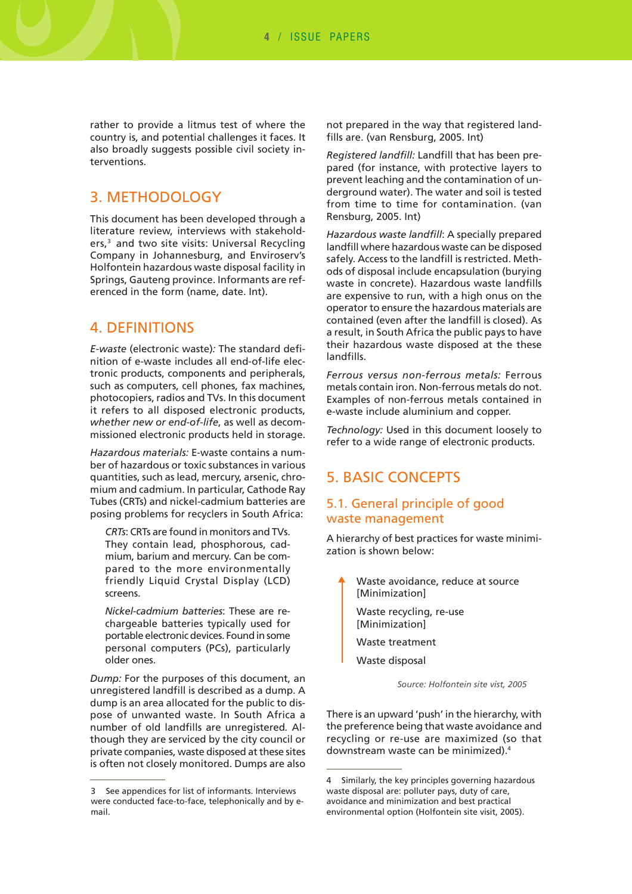rather to provide a litmus test of where the country is, and potential challenges it faces. It also broadly suggests possible civil society interventions.

## 3. METHODOLOGY

This document has been developed through a literature review, interviews with stakeholders,[3] and two site visits: Universal Recycling Company in Johannesburg, and Enviroserv's Holfontein hazardous waste disposal facility in Springs, Gauteng province. Informants are referenced in the form (name, date. Int).

## 4. DEFINITIONS

*E-waste* (electronic waste)*:* The standard definition of e-waste includes all end-of-life electronic products, components and peripherals, such as computers, cell phones, fax machines, photocopiers, radios and TVs. In this document it refers to all disposed electronic products, *whether new or end-of-life*, as well as decommissioned electronic products held in storage.

*Hazardous materials:* E-waste contains a number of hazardous or toxic substances in various quantities, such as lead, mercury, arsenic, chromium and cadmium. In particular, Cathode Ray Tubes (CRTs) and nickel-cadmium batteries are posing problems for recyclers in South Africa:

> *CRTs*: CRTs are found in monitors and TVs. They contain lead, phosphorous, cadmium, barium and mercury. Can be compared to the more environmentally friendly Liquid Crystal Display (LCD) screens.
>
> *Nickel-cadmium batteries*: These are rechargeable batteries typically used for portable electronic devices. Found in some personal computers (PCs), particularly older ones.

*Dump:* For the purposes of this document, an unregistered landfill is described as a dump. A dump is an area allocated for the public to dispose of unwanted waste. In South Africa a number of old landfills are unregistered. Although they are serviced by the city council or private companies, waste disposed at these sites is often not closely monitored. Dumps are also not prepared in the way that registered landfills are. (van Rensburg, 2005. Int)

*Registered landfill:* Landfill that has been prepared (for instance, with protective layers to prevent leaching and the contamination of underground water). The water and soil is tested from time to time for contamination. (van Rensburg, 2005. Int)

*Hazardous waste landfill*: A specially prepared landfill where hazardous waste can be disposed safely. Access to the landfill is restricted. Methods of disposal include encapsulation (burying waste in concrete). Hazardous waste landfills are expensive to run, with a high onus on the operator to ensure the hazardous materials are contained (even after the landfill is closed). As a result, in South Africa the public pays to have their hazardous waste disposed at the these landfills.

*Ferrous versus non-ferrous metals:* Ferrous metals contain iron. Non-ferrous metals do not. Examples of non-ferrous metals contained in e-waste include aluminium and copper.

*Technology:* Used in this document loosely to refer to a wide range of electronic products.

## 5. BASIC CONCEPTS

### 5.1. General principle of good waste management

A hierarchy of best practices for waste minimization is shown below:

↑
- Waste avoidance, reduce at source [Minimization]
- Waste recycling, re-use [Minimization]
- Waste treatment
- Waste disposal

*Source: Holfontein site vist, 2005*

There is an upward 'push' in the hierarchy, with the preference being that waste avoidance and recycling or re-use are maximized (so that downstream waste can be minimized).[4]

---

3 See appendices for list of informants. Interviews were conducted face-to-face, telephonically and by e-mail.

4 Similarly, the key principles governing hazardous waste disposal are: polluter pays, duty of care, avoidance and minimization and best practical environmental option (Holfontein site visit, 2005).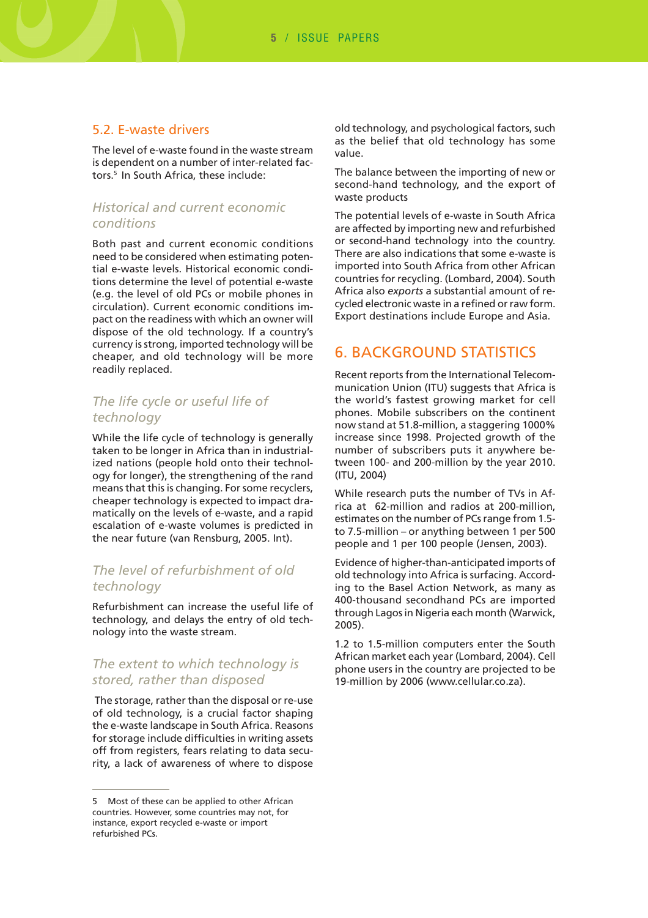## 5.2. E-waste drivers

The level of e-waste found in the waste stream is dependent on a number of inter-related factors.[5] In South Africa, these include:

### *Historical and current economic conditions*

Both past and current economic conditions need to be considered when estimating potential e-waste levels. Historical economic conditions determine the level of potential e-waste (e.g. the level of old PCs or mobile phones in circulation). Current economic conditions impact on the readiness with which an owner will dispose of the old technology. If a country's currency is strong, imported technology will be cheaper, and old technology will be more readily replaced.

### *The life cycle or useful life of technology*

While the life cycle of technology is generally taken to be longer in Africa than in industrialized nations (people hold onto their technology for longer), the strengthening of the rand means that this is changing. For some recyclers, cheaper technology is expected to impact dramatically on the levels of e-waste, and a rapid escalation of e-waste volumes is predicted in the near future (van Rensburg, 2005. Int).

### *The level of refurbishment of old technology*

Refurbishment can increase the useful life of technology, and delays the entry of old technology into the waste stream.

### *The extent to which technology is stored, rather than disposed*

The storage, rather than the disposal or re-use of old technology, is a crucial factor shaping the e-waste landscape in South Africa. Reasons for storage include difficulties in writing assets off from registers, fears relating to data security, a lack of awareness of where to dispose old technology, and psychological factors, such as the belief that old technology has some value.

The balance between the importing of new or second-hand technology, and the export of waste products

The potential levels of e-waste in South Africa are affected by importing new and refurbished or second-hand technology into the country. There are also indications that some e-waste is imported into South Africa from other African countries for recycling. (Lombard, 2004). South Africa also *exports* a substantial amount of recycled electronic waste in a refined or raw form. Export destinations include Europe and Asia.

# 6. BACKGROUND STATISTICS

Recent reports from the International Telecommunication Union (ITU) suggests that Africa is the world's fastest growing market for cell phones. Mobile subscribers on the continent now stand at 51.8-million, a staggering 1000% increase since 1998. Projected growth of the number of subscribers puts it anywhere between 100- and 200-million by the year 2010. (ITU, 2004)

While research puts the number of TVs in Africa at 62-million and radios at 200-million, estimates on the number of PCs range from 1.5- to 7.5-million – or anything between 1 per 500 people and 1 per 100 people (Jensen, 2003).

Evidence of higher-than-anticipated imports of old technology into Africa is surfacing. According to the Basel Action Network, as many as 400-thousand secondhand PCs are imported through Lagos in Nigeria each month (Warwick, 2005).

1.2 to 1.5-million computers enter the South African market each year (Lombard, 2004). Cell phone users in the country are projected to be 19-million by 2006 (www.cellular.co.za).

---

5 Most of these can be applied to other African countries. However, some countries may not, for instance, export recycled e-waste or import refurbished PCs.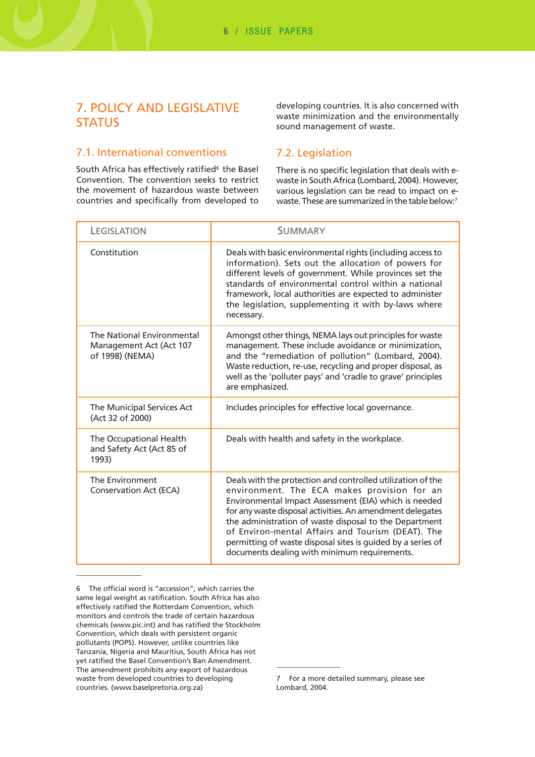## 7. POLICY AND LEGISLATIVE STATUS

### 7.1. International conventions

South Africa has effectively ratified[6] the Basel Convention. The convention seeks to restrict the movement of hazardous waste between countries and specifically from developed to developing countries. It is also concerned with waste minimization and the environmentally sound management of waste.

### 7.2. Legislation

There is no specific legislation that deals with e-waste in South Africa (Lombard, 2004). However, various legislation can be read to impact on e-waste. These are summarized in the table below:[7]

| LEGISLATION | SUMMARY |
|---|---|
| Constitution | Deals with basic environmental rights (including access to information). Sets out the allocation of powers for different levels of government. While provinces set the standards of environmental control within a national framework, local authorities are expected to administer the legislation, supplementing it with by-laws where necessary. |
| The National Environmental Management Act (Act 107 of 1998) (NEMA) | Amongst other things, NEMA lays out principles for waste management. These include avoidance or minimization, and the "remediation of pollution" (Lombard, 2004). Waste reduction, re-use, recycling and proper disposal, as well as the 'polluter pays' and 'cradle to grave' principles are emphasized. |
| The Municipal Services Act (Act 32 of 2000) | Includes principles for effective local governance. |
| The Occupational Health and Safety Act (Act 85 of 1993) | Deals with health and safety in the workplace. |
| The Environment Conservation Act (ECA) | Deals with the protection and controlled utilization of the environment. The ECA makes provision for an Environmental Impact Assessment (EIA) which is needed for any waste disposal activities. An amendment delegates the administration of waste disposal to the Department of Environ-mental Affairs and Tourism (DEAT). The permitting of waste disposal sites is guided by a series of documents dealing with minimum requirements. |

---

6 The official word is "accession", which carries the same legal weight as ratification. South Africa has also effectively ratified the Rotterdam Convention, which monitors and controls the trade of certain hazardous chemicals (www.pic.int) and has ratified the Stockholm Convention, which deals with persistent organic pollutants (POPS). However, unlike countries like Tanzania, Nigeria and Mauritius, South Africa has not yet ratified the Basel Convention's Ban Amendment. The amendment prohibits *any* export of hazardous waste from developed countries to developing countries. (www.baselpretoria.org.za)

7 For a more detailed summary, please see Lombard, 2004.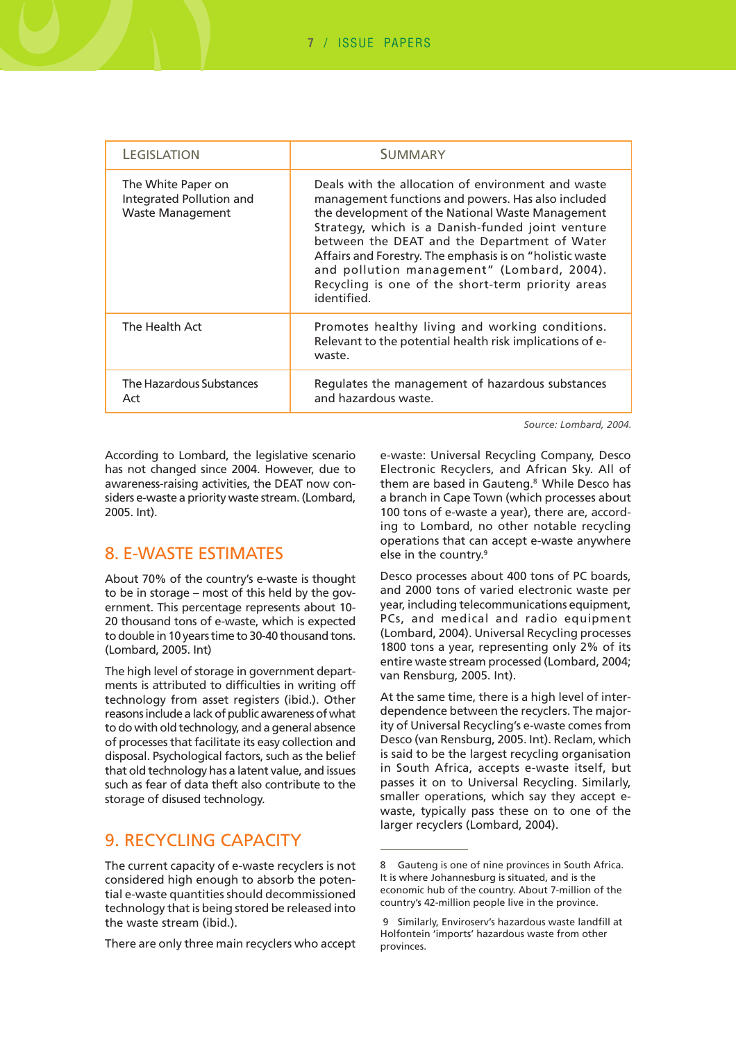| LEGISLATION | SUMMARY |
| --- | --- |
| The White Paper on Integrated Pollution and Waste Management | Deals with the allocation of environment and waste management functions and powers. Has also included the development of the National Waste Management Strategy, which is a Danish-funded joint venture between the DEAT and the Department of Water Affairs and Forestry. The emphasis is on "holistic waste and pollution management" (Lombard, 2004). Recycling is one of the short-term priority areas identified. |
| The Health Act | Promotes healthy living and working conditions. Relevant to the potential health risk implications of e-waste. |
| The Hazardous Substances Act | Regulates the management of hazardous substances and hazardous waste. |

*Source: Lombard, 2004.*

According to Lombard, the legislative scenario has not changed since 2004. However, due to awareness-raising activities, the DEAT now considers e-waste a priority waste stream. (Lombard, 2005. Int).

## 8. E-WASTE ESTIMATES

About 70% of the country's e-waste is thought to be in storage – most of this held by the government. This percentage represents about 10-20 thousand tons of e-waste, which is expected to double in 10 years time to 30-40 thousand tons. (Lombard, 2005. Int)

The high level of storage in government departments is attributed to difficulties in writing off technology from asset registers (ibid.). Other reasons include a lack of public awareness of what to do with old technology, and a general absence of processes that facilitate its easy collection and disposal. Psychological factors, such as the belief that old technology has a latent value, and issues such as fear of data theft also contribute to the storage of disused technology.

## 9. RECYCLING CAPACITY

The current capacity of e-waste recyclers is not considered high enough to absorb the potential e-waste quantities should decommissioned technology that is being stored be released into the waste stream (ibid.).

There are only three main recyclers who accept e-waste: Universal Recycling Company, Desco Electronic Recyclers, and African Sky. All of them are based in Gauteng.[8] While Desco has a branch in Cape Town (which processes about 100 tons of e-waste a year), there are, according to Lombard, no other notable recycling operations that can accept e-waste anywhere else in the country.[9]

Desco processes about 400 tons of PC boards, and 2000 tons of varied electronic waste per year, including telecommunications equipment, PCs, and medical and radio equipment (Lombard, 2004). Universal Recycling processes 1800 tons a year, representing only 2% of its entire waste stream processed (Lombard, 2004; van Rensburg, 2005. Int).

At the same time, there is a high level of interdependence between the recyclers. The majority of Universal Recycling's e-waste comes from Desco (van Rensburg, 2005. Int). Reclam, which is said to be the largest recycling organisation in South Africa, accepts e-waste itself, but passes it on to Universal Recycling. Similarly, smaller operations, which say they accept e-waste, typically pass these on to one of the larger recyclers (Lombard, 2004).

---

8 Gauteng is one of nine provinces in South Africa. It is where Johannesburg is situated, and is the economic hub of the country. About 7-million of the country's 42-million people live in the province.

9 Similarly, Enviroserv's hazardous waste landfill at Holfontein 'imports' hazardous waste from other provinces.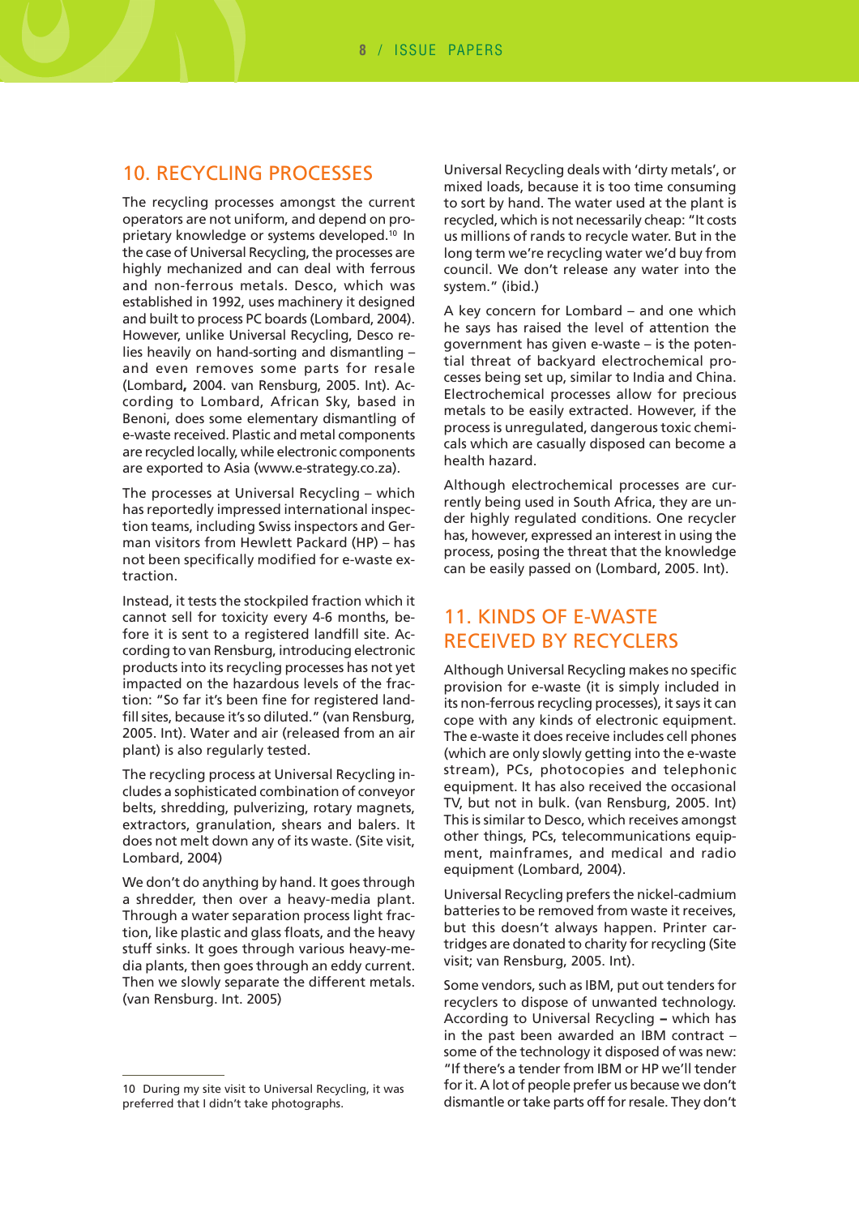## 10. RECYCLING PROCESSES

The recycling processes amongst the current operators are not uniform, and depend on proprietary knowledge or systems developed.[10] In the case of Universal Recycling, the processes are highly mechanized and can deal with ferrous and non-ferrous metals. Desco, which was established in 1992, uses machinery it designed and built to process PC boards (Lombard, 2004). However, unlike Universal Recycling, Desco relies heavily on hand-sorting and dismantling – and even removes some parts for resale (Lombard**,** 2004. van Rensburg, 2005. Int). According to Lombard, African Sky, based in Benoni, does some elementary dismantling of e-waste received. Plastic and metal components are recycled locally, while electronic components are exported to Asia (www.e-strategy.co.za).

The processes at Universal Recycling – which has reportedly impressed international inspection teams, including Swiss inspectors and German visitors from Hewlett Packard (HP) – has not been specifically modified for e-waste extraction.

Instead, it tests the stockpiled fraction which it cannot sell for toxicity every 4-6 months, before it is sent to a registered landfill site. According to van Rensburg, introducing electronic products into its recycling processes has not yet impacted on the hazardous levels of the fraction: "So far it's been fine for registered landfill sites, because it's so diluted." (van Rensburg, 2005. Int). Water and air (released from an air plant) is also regularly tested.

The recycling process at Universal Recycling includes a sophisticated combination of conveyor belts, shredding, pulverizing, rotary magnets, extractors, granulation, shears and balers. It does not melt down any of its waste. (Site visit, Lombard, 2004)

We don't do anything by hand. It goes through a shredder, then over a heavy-media plant. Through a water separation process light fraction, like plastic and glass floats, and the heavy stuff sinks. It goes through various heavy-media plants, then goes through an eddy current. Then we slowly separate the different metals. (van Rensburg. Int. 2005)

Universal Recycling deals with 'dirty metals', or mixed loads, because it is too time consuming to sort by hand. The water used at the plant is recycled, which is not necessarily cheap: "It costs us millions of rands to recycle water. But in the long term we're recycling water we'd buy from council. We don't release any water into the system." (ibid.)

A key concern for Lombard – and one which he says has raised the level of attention the government has given e-waste – is the potential threat of backyard electrochemical processes being set up, similar to India and China. Electrochemical processes allow for precious metals to be easily extracted. However, if the process is unregulated, dangerous toxic chemicals which are casually disposed can become a health hazard.

Although electrochemical processes are currently being used in South Africa, they are under highly regulated conditions. One recycler has, however, expressed an interest in using the process, posing the threat that the knowledge can be easily passed on (Lombard, 2005. Int).

## 11. KINDS OF E-WASTE RECEIVED BY RECYCLERS

Although Universal Recycling makes no specific provision for e-waste (it is simply included in its non-ferrous recycling processes), it says it can cope with any kinds of electronic equipment. The e-waste it does receive includes cell phones (which are only slowly getting into the e-waste stream), PCs, photocopies and telephonic equipment. It has also received the occasional TV, but not in bulk. (van Rensburg, 2005. Int) This is similar to Desco, which receives amongst other things, PCs, telecommunications equipment, mainframes, and medical and radio equipment (Lombard, 2004).

Universal Recycling prefers the nickel-cadmium batteries to be removed from waste it receives, but this doesn't always happen. Printer cartridges are donated to charity for recycling (Site visit; van Rensburg, 2005. Int).

Some vendors, such as IBM, put out tenders for recyclers to dispose of unwanted technology. According to Universal Recycling **–** which has in the past been awarded an IBM contract – some of the technology it disposed of was new: "If there's a tender from IBM or HP we'll tender for it. A lot of people prefer us because we don't dismantle or take parts off for resale. They don't

[10] During my site visit to Universal Recycling, it was preferred that I didn't take photographs.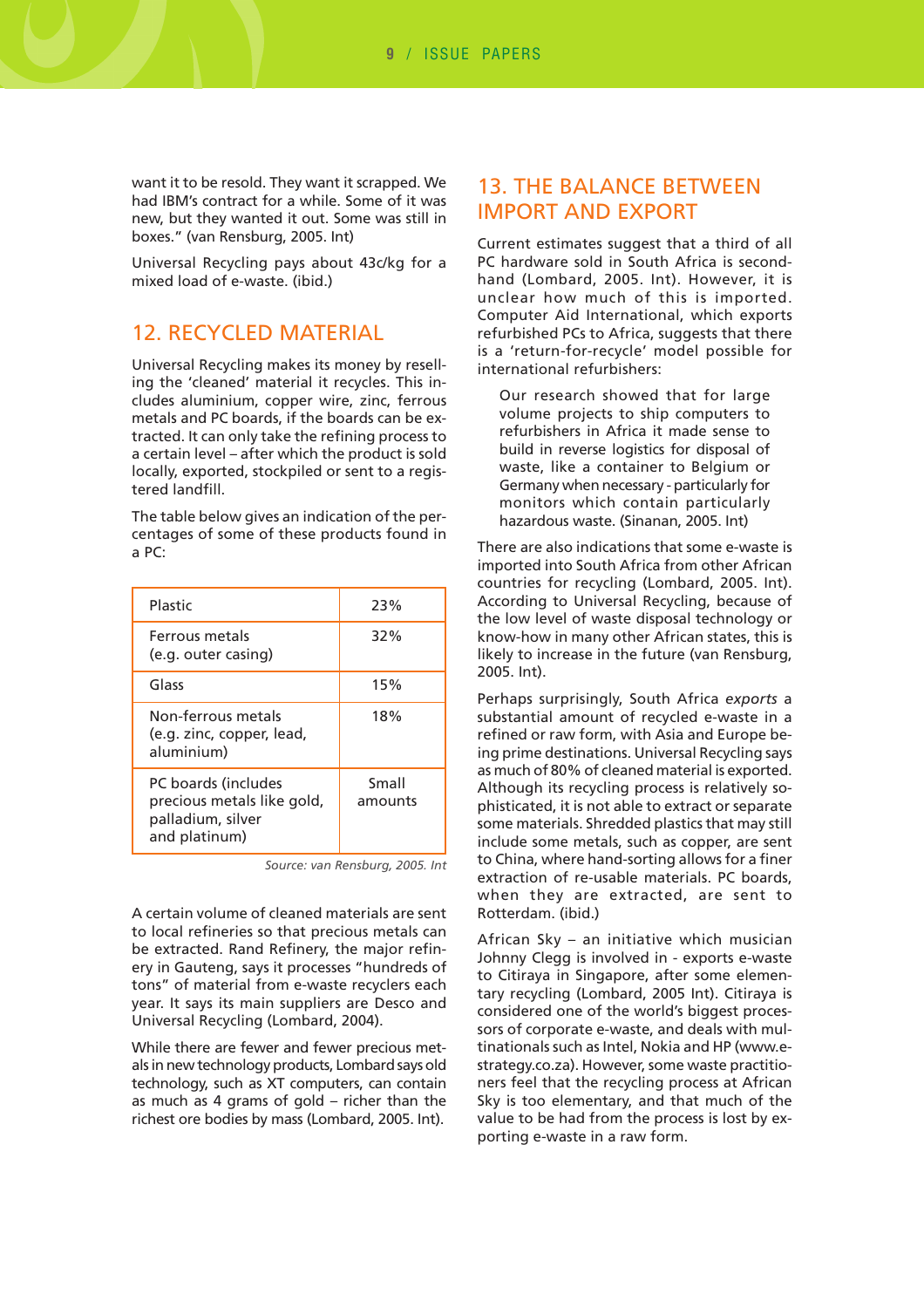want it to be resold. They want it scrapped. We had IBM's contract for a while. Some of it was new, but they wanted it out. Some was still in boxes." (van Rensburg, 2005. Int)

Universal Recycling pays about 43c/kg for a mixed load of e-waste. (ibid.)

## 12. RECYCLED MATERIAL

Universal Recycling makes its money by reselling the 'cleaned' material it recycles. This includes aluminium, copper wire, zinc, ferrous metals and PC boards, if the boards can be extracted. It can only take the refining process to a certain level – after which the product is sold locally, exported, stockpiled or sent to a registered landfill.

The table below gives an indication of the percentages of some of these products found in a PC:

| Material | Percentage |
| --- | --- |
| Plastic | 23% |
| Ferrous metals (e.g. outer casing) | 32% |
| Glass | 15% |
| Non-ferrous metals (e.g. zinc, copper, lead, aluminium) | 18% |
| PC boards (includes precious metals like gold, palladium, silver and platinum) | Small amounts |

*Source: van Rensburg, 2005. Int*

A certain volume of cleaned materials are sent to local refineries so that precious metals can be extracted. Rand Refinery, the major refinery in Gauteng, says it processes "hundreds of tons" of material from e-waste recyclers each year. It says its main suppliers are Desco and Universal Recycling (Lombard, 2004).

While there are fewer and fewer precious metals in new technology products, Lombard says old technology, such as XT computers, can contain as much as 4 grams of gold – richer than the richest ore bodies by mass (Lombard, 2005. Int).

## 13. THE BALANCE BETWEEN IMPORT AND EXPORT

Current estimates suggest that a third of all PC hardware sold in South Africa is second-hand (Lombard, 2005. Int). However, it is unclear how much of this is imported. Computer Aid International, which exports refurbished PCs to Africa, suggests that there is a 'return-for-recycle' model possible for international refurbishers:

> Our research showed that for large volume projects to ship computers to refurbishers in Africa it made sense to build in reverse logistics for disposal of waste, like a container to Belgium or Germany when necessary - particularly for monitors which contain particularly hazardous waste. (Sinanan, 2005. Int)

There are also indications that some e-waste is imported into South Africa from other African countries for recycling (Lombard, 2005. Int). According to Universal Recycling, because of the low level of waste disposal technology or know-how in many other African states, this is likely to increase in the future (van Rensburg, 2005. Int).

Perhaps surprisingly, South Africa *exports* a substantial amount of recycled e-waste in a refined or raw form, with Asia and Europe being prime destinations. Universal Recycling says as much of 80% of cleaned material is exported. Although its recycling process is relatively sophisticated, it is not able to extract or separate some materials. Shredded plastics that may still include some metals, such as copper, are sent to China, where hand-sorting allows for a finer extraction of re-usable materials. PC boards, when they are extracted, are sent to Rotterdam. (ibid.)

African Sky – an initiative which musician Johnny Clegg is involved in - exports e-waste to Citiraya in Singapore, after some elementary recycling (Lombard, 2005 Int). Citiraya is considered one of the world's biggest processors of corporate e-waste, and deals with multinationals such as Intel, Nokia and HP (www.e-strategy.co.za). However, some waste practitioners feel that the recycling process at African Sky is too elementary, and that much of the value to be had from the process is lost by exporting e-waste in a raw form.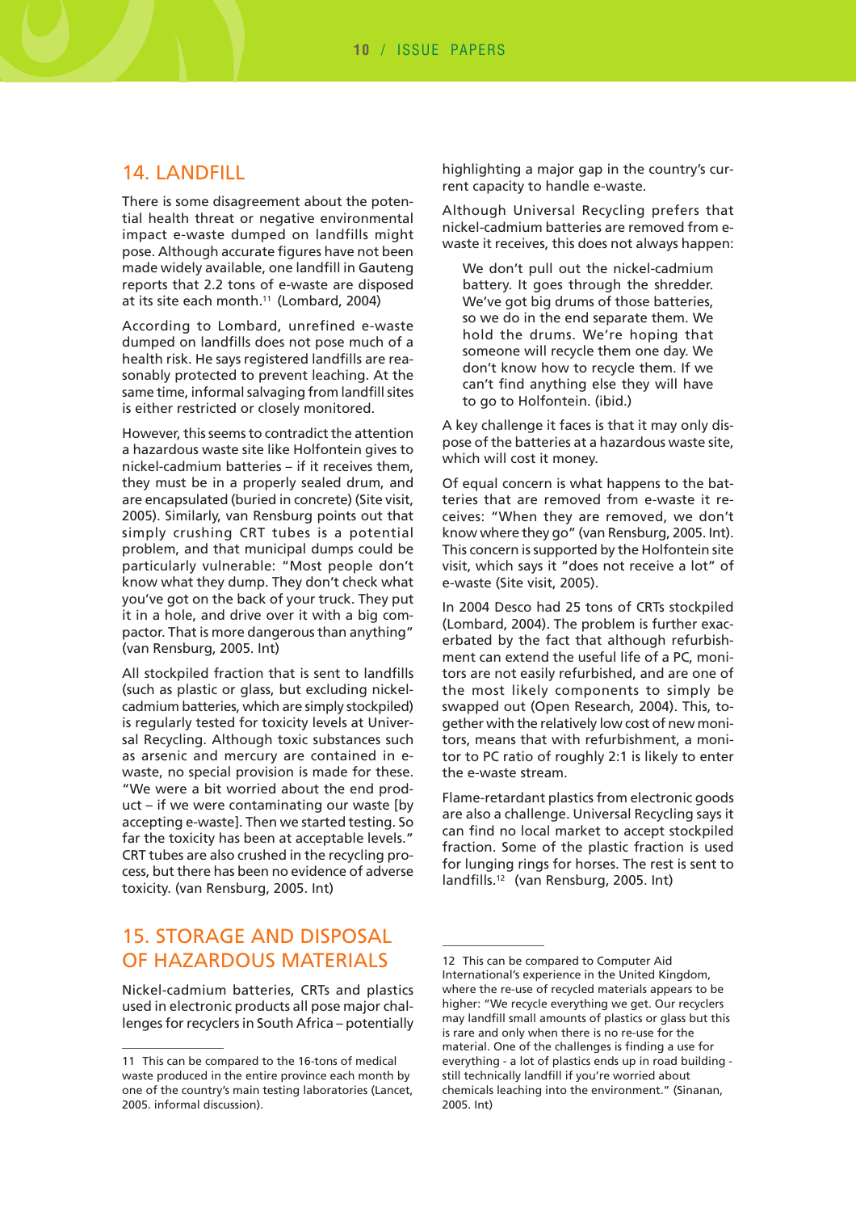## 14. LANDFILL

There is some disagreement about the potential health threat or negative environmental impact e-waste dumped on landfills might pose. Although accurate figures have not been made widely available, one landfill in Gauteng reports that 2.2 tons of e-waste are disposed at its site each month.[11] (Lombard, 2004)

According to Lombard, unrefined e-waste dumped on landfills does not pose much of a health risk. He says registered landfills are reasonably protected to prevent leaching. At the same time, informal salvaging from landfill sites is either restricted or closely monitored.

However, this seems to contradict the attention a hazardous waste site like Holfontein gives to nickel-cadmium batteries – if it receives them, they must be in a properly sealed drum, and are encapsulated (buried in concrete) (Site visit, 2005). Similarly, van Rensburg points out that simply crushing CRT tubes is a potential problem, and that municipal dumps could be particularly vulnerable: "Most people don't know what they dump. They don't check what you've got on the back of your truck. They put it in a hole, and drive over it with a big compactor. That is more dangerous than anything" (van Rensburg, 2005. Int)

All stockpiled fraction that is sent to landfills (such as plastic or glass, but excluding nickel-cadmium batteries, which are simply stockpiled) is regularly tested for toxicity levels at Universal Recycling. Although toxic substances such as arsenic and mercury are contained in e-waste, no special provision is made for these. "We were a bit worried about the end product – if we were contaminating our waste [by accepting e-waste]. Then we started testing. So far the toxicity has been at acceptable levels." CRT tubes are also crushed in the recycling process, but there has been no evidence of adverse toxicity. (van Rensburg, 2005. Int)

## 15. STORAGE AND DISPOSAL OF HAZARDOUS MATERIALS

Nickel-cadmium batteries, CRTs and plastics used in electronic products all pose major challenges for recyclers in South Africa – potentially highlighting a major gap in the country's current capacity to handle e-waste.

Although Universal Recycling prefers that nickel-cadmium batteries are removed from e-waste it receives, this does not always happen:

> We don't pull out the nickel-cadmium battery. It goes through the shredder. We've got big drums of those batteries, so we do in the end separate them. We hold the drums. We're hoping that someone will recycle them one day. We don't know how to recycle them. If we can't find anything else they will have to go to Holfontein. (ibid.)

A key challenge it faces is that it may only dispose of the batteries at a hazardous waste site, which will cost it money.

Of equal concern is what happens to the batteries that are removed from e-waste it receives: "When they are removed, we don't know where they go" (van Rensburg, 2005. Int). This concern is supported by the Holfontein site visit, which says it "does not receive a lot" of e-waste (Site visit, 2005).

In 2004 Desco had 25 tons of CRTs stockpiled (Lombard, 2004). The problem is further exacerbated by the fact that although refurbishment can extend the useful life of a PC, monitors are not easily refurbished, and are one of the most likely components to simply be swapped out (Open Research, 2004). This, together with the relatively low cost of new monitors, means that with refurbishment, a monitor to PC ratio of roughly 2:1 is likely to enter the e-waste stream.

Flame-retardant plastics from electronic goods are also a challenge. Universal Recycling says it can find no local market to accept stockpiled fraction. Some of the plastic fraction is used for lunging rings for horses. The rest is sent to landfills.[12] (van Rensburg, 2005. Int)

---

11 This can be compared to the 16-tons of medical waste produced in the entire province each month by one of the country's main testing laboratories (Lancet, 2005. informal discussion).

12 This can be compared to Computer Aid International's experience in the United Kingdom, where the re-use of recycled materials appears to be higher: "We recycle everything we get. Our recyclers may landfill small amounts of plastics or glass but this is rare and only when there is no re-use for the material. One of the challenges is finding a use for everything - a lot of plastics ends up in road building - still technically landfill if you're worried about chemicals leaching into the environment." (Sinanan, 2005. Int)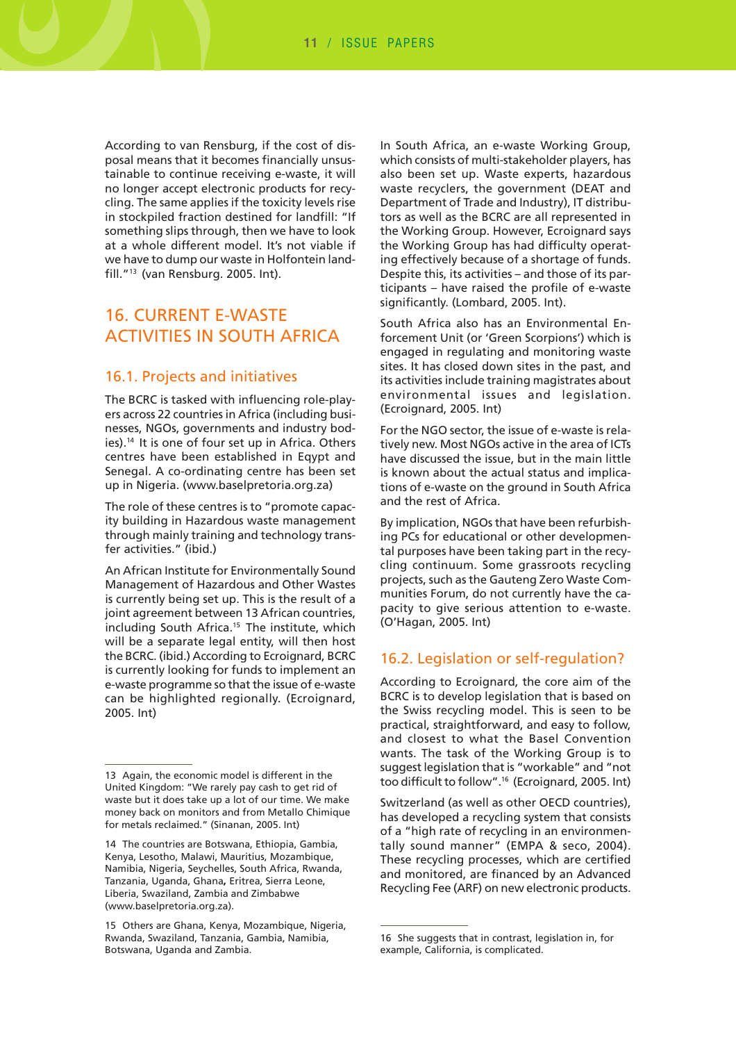According to van Rensburg, if the cost of disposal means that it becomes financially unsustainable to continue receiving e-waste, it will no longer accept electronic products for recycling. The same applies if the toxicity levels rise in stockpiled fraction destined for landfill: "If something slips through, then we have to look at a whole different model. It's not viable if we have to dump our waste in Holfontein landfill."[13] (van Rensburg. 2005. Int).

## 16. CURRENT E-WASTE ACTIVITIES IN SOUTH AFRICA

### 16.1. Projects and initiatives

The BCRC is tasked with influencing role-players across 22 countries in Africa (including businesses, NGOs, governments and industry bodies).[14] It is one of four set up in Africa. Others centres have been established in Eqypt and Senegal. A co-ordinating centre has been set up in Nigeria. (www.baselpretoria.org.za)

The role of these centres is to "promote capacity building in Hazardous waste management through mainly training and technology transfer activities." (ibid.)

An African Institute for Environmentally Sound Management of Hazardous and Other Wastes is currently being set up. This is the result of a joint agreement between 13 African countries, including South Africa.[15] The institute, which will be a separate legal entity, will then host the BCRC. (ibid.) According to Ecroignard, BCRC is currently looking for funds to implement an e-waste programme so that the issue of e-waste can be highlighted regionally. (Ecroignard, 2005. Int)

In South Africa, an e-waste Working Group, which consists of multi-stakeholder players, has also been set up. Waste experts, hazardous waste recyclers, the government (DEAT and Department of Trade and Industry), IT distributors as well as the BCRC are all represented in the Working Group. However, Ecroignard says the Working Group has had difficulty operating effectively because of a shortage of funds. Despite this, its activities – and those of its participants – have raised the profile of e-waste significantly. (Lombard, 2005. Int).

South Africa also has an Environmental Enforcement Unit (or 'Green Scorpions') which is engaged in regulating and monitoring waste sites. It has closed down sites in the past, and its activities include training magistrates about environmental issues and legislation. (Ecroignard, 2005. Int)

For the NGO sector, the issue of e-waste is relatively new. Most NGOs active in the area of ICTs have discussed the issue, but in the main little is known about the actual status and implications of e-waste on the ground in South Africa and the rest of Africa.

By implication, NGOs that have been refurbishing PCs for educational or other developmental purposes have been taking part in the recycling continuum. Some grassroots recycling projects, such as the Gauteng Zero Waste Communities Forum, do not currently have the capacity to give serious attention to e-waste. (O'Hagan, 2005. Int)

### 16.2. Legislation or self-regulation?

According to Ecroignard, the core aim of the BCRC is to develop legislation that is based on the Swiss recycling model. This is seen to be practical, straightforward, and easy to follow, and closest to what the Basel Convention wants. The task of the Working Group is to suggest legislation that is "workable" and "not too difficult to follow".[16] (Ecroignard, 2005. Int)

Switzerland (as well as other OECD countries), has developed a recycling system that consists of a "high rate of recycling in an environmentally sound manner" (EMPA & seco, 2004). These recycling processes, which are certified and monitored, are financed by an Advanced Recycling Fee (ARF) on new electronic products.

---

13 Again, the economic model is different in the United Kingdom: "We rarely pay cash to get rid of waste but it does take up a lot of our time. We make money back on monitors and from Metallo Chimique for metals reclaimed." (Sinanan, 2005. Int)

14 The countries are Botswana, Ethiopia, Gambia, Kenya, Lesotho, Malawi, Mauritius, Mozambique, Namibia, Nigeria, Seychelles, South Africa, Rwanda, Tanzania, Uganda, Ghana, Eritrea, Sierra Leone, Liberia, Swaziland, Zambia and Zimbabwe (www.baselpretoria.org.za).

15 Others are Ghana, Kenya, Mozambique, Nigeria, Rwanda, Swaziland, Tanzania, Gambia, Namibia, Botswana, Uganda and Zambia.

16 She suggests that in contrast, legislation in, for example, California, is complicated.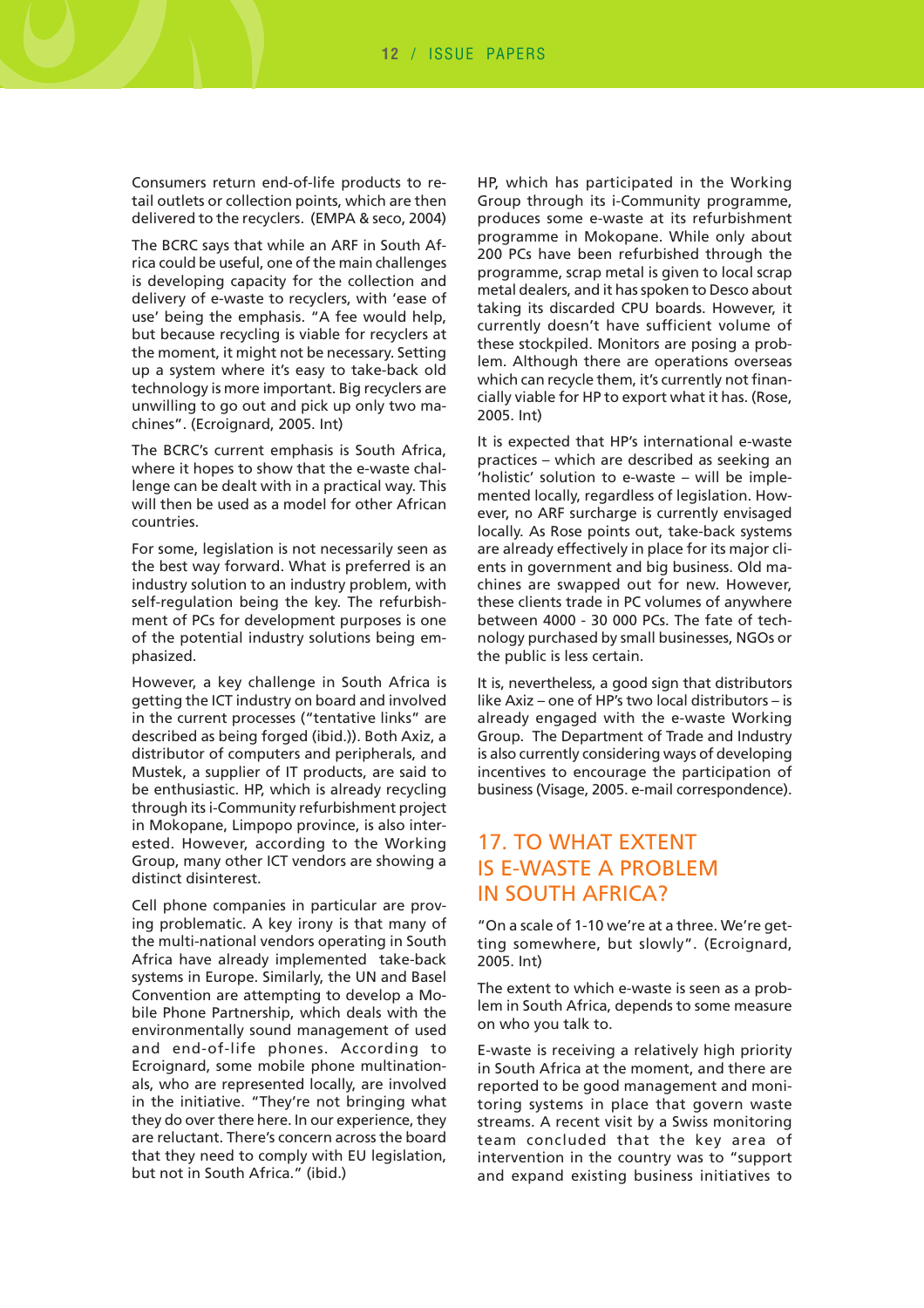Consumers return end-of-life products to retail outlets or collection points, which are then delivered to the recyclers. (EMPA & seco, 2004)

The BCRC says that while an ARF in South Africa could be useful, one of the main challenges is developing capacity for the collection and delivery of e-waste to recyclers, with 'ease of use' being the emphasis. "A fee would help, but because recycling is viable for recyclers at the moment, it might not be necessary. Setting up a system where it's easy to take-back old technology is more important. Big recyclers are unwilling to go out and pick up only two machines". (Ecroignard, 2005. Int)

The BCRC's current emphasis is South Africa, where it hopes to show that the e-waste challenge can be dealt with in a practical way. This will then be used as a model for other African countries.

For some, legislation is not necessarily seen as the best way forward. What is preferred is an industry solution to an industry problem, with self-regulation being the key. The refurbishment of PCs for development purposes is one of the potential industry solutions being emphasized.

However, a key challenge in South Africa is getting the ICT industry on board and involved in the current processes ("tentative links" are described as being forged (ibid.)). Both Axiz, a distributor of computers and peripherals, and Mustek, a supplier of IT products, are said to be enthusiastic. HP, which is already recycling through its i-Community refurbishment project in Mokopane, Limpopo province, is also interested. However, according to the Working Group, many other ICT vendors are showing a distinct disinterest.

Cell phone companies in particular are proving problematic. A key irony is that many of the multi-national vendors operating in South Africa have already implemented take-back systems in Europe. Similarly, the UN and Basel Convention are attempting to develop a Mobile Phone Partnership, which deals with the environmentally sound management of used and end-of-life phones. According to Ecroignard, some mobile phone multinationals, who are represented locally, are involved in the initiative. "They're not bringing what they do over there here. In our experience, they are reluctant. There's concern across the board that they need to comply with EU legislation, but not in South Africa." (ibid.)

HP, which has participated in the Working Group through its i-Community programme, produces some e-waste at its refurbishment programme in Mokopane. While only about 200 PCs have been refurbished through the programme, scrap metal is given to local scrap metal dealers, and it has spoken to Desco about taking its discarded CPU boards. However, it currently doesn't have sufficient volume of these stockpiled. Monitors are posing a problem. Although there are operations overseas which can recycle them, it's currently not financially viable for HP to export what it has. (Rose, 2005. Int)

It is expected that HP's international e-waste practices – which are described as seeking an 'holistic' solution to e-waste – will be implemented locally, regardless of legislation. However, no ARF surcharge is currently envisaged locally. As Rose points out, take-back systems are already effectively in place for its major clients in government and big business. Old machines are swapped out for new. However, these clients trade in PC volumes of anywhere between 4000 - 30 000 PCs. The fate of technology purchased by small businesses, NGOs or the public is less certain.

It is, nevertheless, a good sign that distributors like Axiz – one of HP's two local distributors – is already engaged with the e-waste Working Group. The Department of Trade and Industry is also currently considering ways of developing incentives to encourage the participation of business (Visage, 2005. e-mail correspondence).

## 17. TO WHAT EXTENT IS E-WASTE A PROBLEM IN SOUTH AFRICA?

"On a scale of 1-10 we're at a three. We're getting somewhere, but slowly". (Ecroignard, 2005. Int)

The extent to which e-waste is seen as a problem in South Africa, depends to some measure on who you talk to.

E-waste is receiving a relatively high priority in South Africa at the moment, and there are reported to be good management and monitoring systems in place that govern waste streams. A recent visit by a Swiss monitoring team concluded that the key area of intervention in the country was to "support and expand existing business initiatives to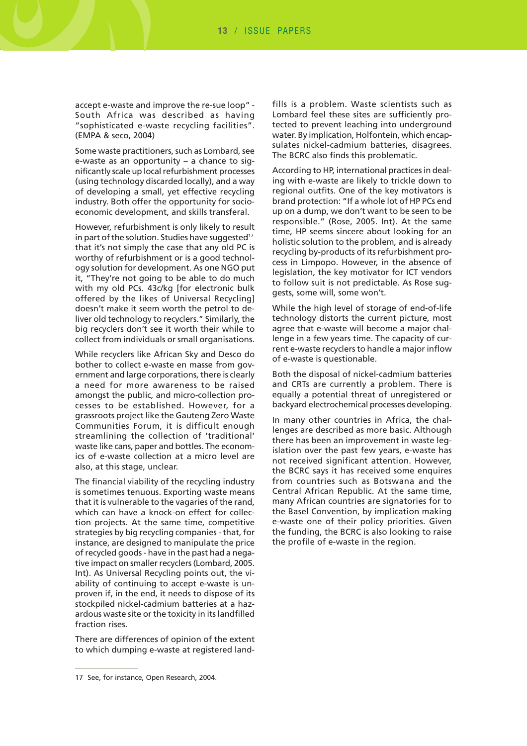accept e-waste and improve the re-sue loop" - South Africa was described as having "sophisticated e-waste recycling facilities". (EMPA & seco, 2004)

Some waste practitioners, such as Lombard, see e-waste as an opportunity – a chance to significantly scale up local refurbishment processes (using technology discarded locally), and a way of developing a small, yet effective recycling industry. Both offer the opportunity for socio-economic development, and skills transferal.

However, refurbishment is only likely to result in part of the solution. Studies have suggested[17] that it's not simply the case that any old PC is worthy of refurbishment or is a good technology solution for development. As one NGO put it, "They're not going to be able to do much with my old PCs. 43c/kg [for electronic bulk offered by the likes of Universal Recycling] doesn't make it seem worth the petrol to deliver old technology to recyclers." Similarly, the big recyclers don't see it worth their while to collect from individuals or small organisations.

While recyclers like African Sky and Desco do bother to collect e-waste en masse from government and large corporations, there is clearly a need for more awareness to be raised amongst the public, and micro-collection processes to be established. However, for a grassroots project like the Gauteng Zero Waste Communities Forum, it is difficult enough streamlining the collection of 'traditional' waste like cans, paper and bottles. The economics of e-waste collection at a micro level are also, at this stage, unclear.

The financial viability of the recycling industry is sometimes tenuous. Exporting waste means that it is vulnerable to the vagaries of the rand, which can have a knock-on effect for collection projects. At the same time, competitive strategies by big recycling companies - that, for instance, are designed to manipulate the price of recycled goods - have in the past had a negative impact on smaller recyclers (Lombard, 2005. Int). As Universal Recycling points out, the viability of continuing to accept e-waste is unproven if, in the end, it needs to dispose of its stockpiled nickel-cadmium batteries at a hazardous waste site or the toxicity in its landfilled fraction rises.

There are differences of opinion of the extent to which dumping e-waste at registered landfills is a problem. Waste scientists such as Lombard feel these sites are sufficiently protected to prevent leaching into underground water. By implication, Holfontein, which encapsulates nickel-cadmium batteries, disagrees. The BCRC also finds this problematic.

According to HP, international practices in dealing with e-waste are likely to trickle down to regional outfits. One of the key motivators is brand protection: "If a whole lot of HP PCs end up on a dump, we don't want to be seen to be responsible." (Rose, 2005. Int). At the same time, HP seems sincere about looking for an holistic solution to the problem, and is already recycling by-products of its refurbishment process in Limpopo. However, in the absence of legislation, the key motivator for ICT vendors to follow suit is not predictable. As Rose suggests, some will, some won't.

While the high level of storage of end-of-life technology distorts the current picture, most agree that e-waste will become a major challenge in a few years time. The capacity of current e-waste recyclers to handle a major inflow of e-waste is questionable.

Both the disposal of nickel-cadmium batteries and CRTs are currently a problem. There is equally a potential threat of unregistered or backyard electrochemical processes developing.

In many other countries in Africa, the challenges are described as more basic. Although there has been an improvement in waste legislation over the past few years, e-waste has not received significant attention. However, the BCRC says it has received some enquires from countries such as Botswana and the Central African Republic. At the same time, many African countries are signatories for to the Basel Convention, by implication making e-waste one of their policy priorities. Given the funding, the BCRC is also looking to raise the profile of e-waste in the region.

---

17 See, for instance, Open Research, 2004.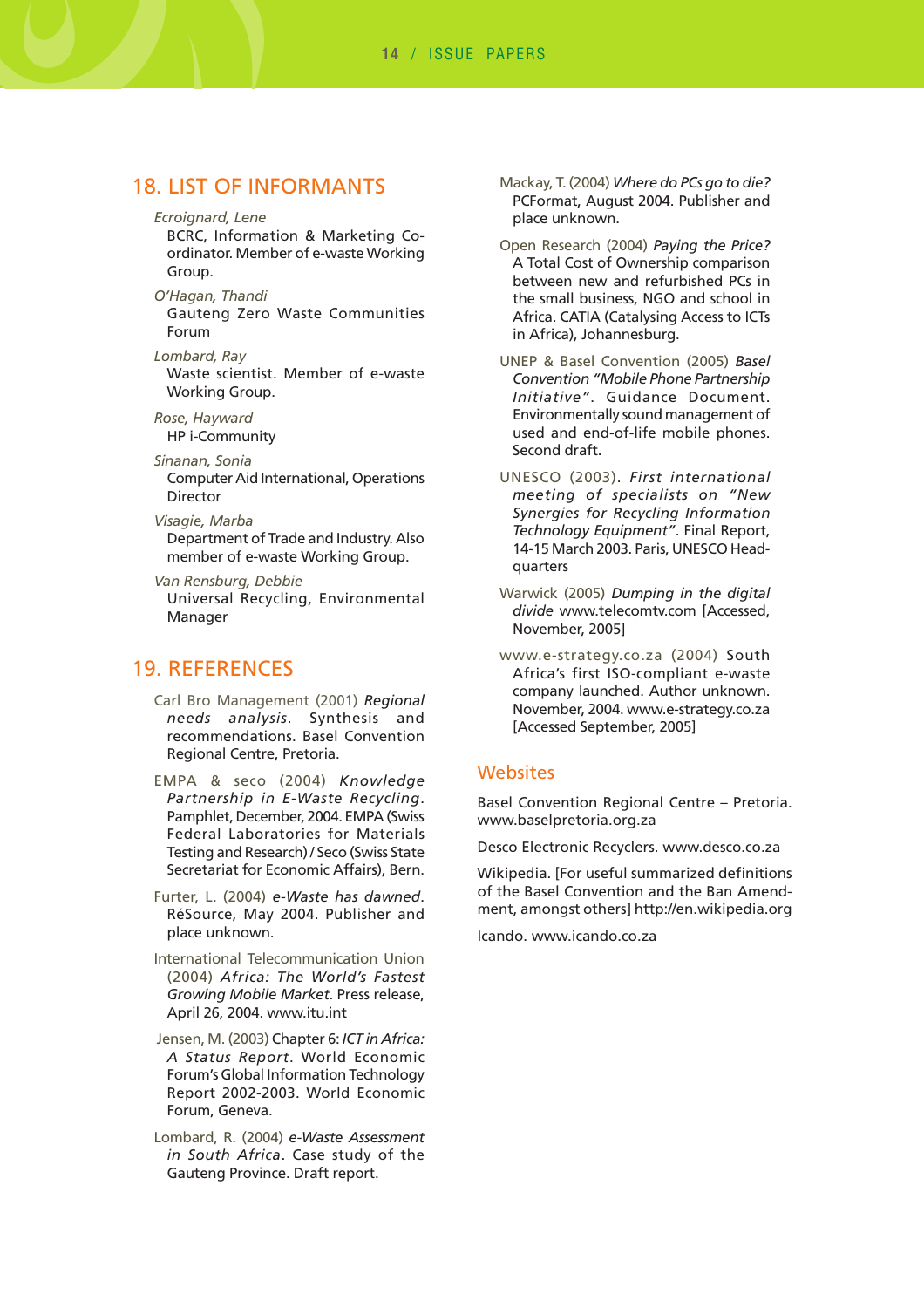## 18. LIST OF INFORMANTS

*Ecroignard, Lene*
BCRC, Information & Marketing Co-ordinator. Member of e-waste Working Group.

*O'Hagan, Thandi*
Gauteng Zero Waste Communities Forum

*Lombard, Ray*
Waste scientist. Member of e-waste Working Group.

*Rose, Hayward*
HP i-Community

*Sinanan, Sonia*
Computer Aid International, Operations Director

*Visagie, Marba*
Department of Trade and Industry. Also member of e-waste Working Group.

*Van Rensburg, Debbie*
Universal Recycling, Environmental Manager

## 19. REFERENCES

Carl Bro Management (2001) *Regional needs analysis*. Synthesis and recommendations. Basel Convention Regional Centre, Pretoria.

EMPA & seco (2004) *Knowledge Partnership in E-Waste Recycling*. Pamphlet, December, 2004. EMPA (Swiss Federal Laboratories for Materials Testing and Research) / Seco (Swiss State Secretariat for Economic Affairs), Bern.

Furter, L. (2004) *e-Waste has dawned*. RéSource, May 2004. Publisher and place unknown.

International Telecommunication Union (2004) *Africa: The World's Fastest Growing Mobile Market*. Press release, April 26, 2004. www.itu.int

Jensen, M. (2003) Chapter 6: *ICT in Africa: A Status Report*. World Economic Forum's Global Information Technology Report 2002-2003. World Economic Forum, Geneva.

Lombard, R. (2004) *e-Waste Assessment in South Africa*. Case study of the Gauteng Province. Draft report.

Mackay, T. (2004) *Where do PCs go to die?* PCFormat, August 2004. Publisher and place unknown.

Open Research (2004) *Paying the Price?* A Total Cost of Ownership comparison between new and refurbished PCs in the small business, NGO and school in Africa. CATIA (Catalysing Access to ICTs in Africa), Johannesburg.

UNEP & Basel Convention (2005) *Basel Convention "Mobile Phone Partnership Initiative"*. Guidance Document. Environmentally sound management of used and end-of-life mobile phones. Second draft.

UNESCO (2003). *First international meeting of specialists on "New Synergies for Recycling Information Technology Equipment"*. Final Report, 14-15 March 2003. Paris, UNESCO Headquarters

Warwick (2005) *Dumping in the digital divide* www.telecomtv.com [Accessed, November, 2005]

www.e-strategy.co.za (2004) South Africa's first ISO-compliant e-waste company launched. Author unknown. November, 2004. www.e-strategy.co.za [Accessed September, 2005]

### Websites

Basel Convention Regional Centre – Pretoria. www.baselpretoria.org.za

Desco Electronic Recyclers. www.desco.co.za

Wikipedia. [For useful summarized definitions of the Basel Convention and the Ban Amendment, amongst others] http://en.wikipedia.org

Icando. www.icando.co.za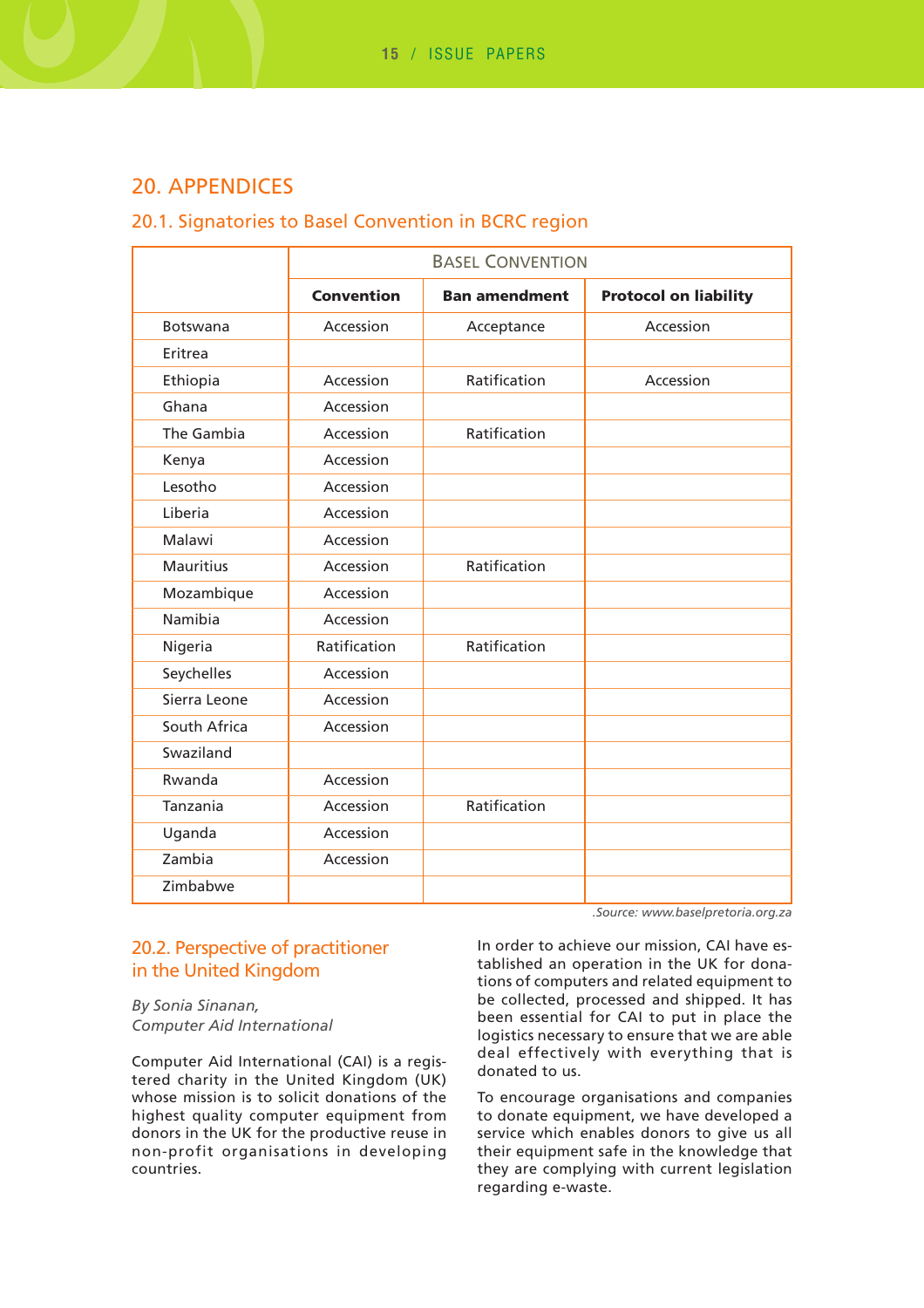# 20. APPENDICES

## 20.1. Signatories to Basel Convention in BCRC region

| | BASEL CONVENTION | | |
|---|---|---|---|
| | **Convention** | **Ban amendment** | **Protocol on liability** |
| Botswana | Accession | Acceptance | Accession |
| Eritrea | | | |
| Ethiopia | Accession | Ratification | Accession |
| Ghana | Accession | | |
| The Gambia | Accession | Ratification | |
| Kenya | Accession | | |
| Lesotho | Accession | | |
| Liberia | Accession | | |
| Malawi | Accession | | |
| Mauritius | Accession | Ratification | |
| Mozambique | Accession | | |
| Namibia | Accession | | |
| Nigeria | Ratification | Ratification | |
| Seychelles | Accession | | |
| Sierra Leone | Accession | | |
| South Africa | Accession | | |
| Swaziland | | | |
| Rwanda | Accession | | |
| Tanzania | Accession | Ratification | |
| Uganda | Accession | | |
| Zambia | Accession | | |
| Zimbabwe | | | |

*.Source: www.baselpretoria.org.za*

## 20.2. Perspective of practitioner in the United Kingdom

*By Sonia Sinanan,*
*Computer Aid International*

Computer Aid International (CAI) is a registered charity in the United Kingdom (UK) whose mission is to solicit donations of the highest quality computer equipment from donors in the UK for the productive reuse in non-profit organisations in developing countries.

In order to achieve our mission, CAI have established an operation in the UK for donations of computers and related equipment to be collected, processed and shipped. It has been essential for CAI to put in place the logistics necessary to ensure that we are able deal effectively with everything that is donated to us.

To encourage organisations and companies to donate equipment, we have developed a service which enables donors to give us all their equipment safe in the knowledge that they are complying with current legislation regarding e-waste.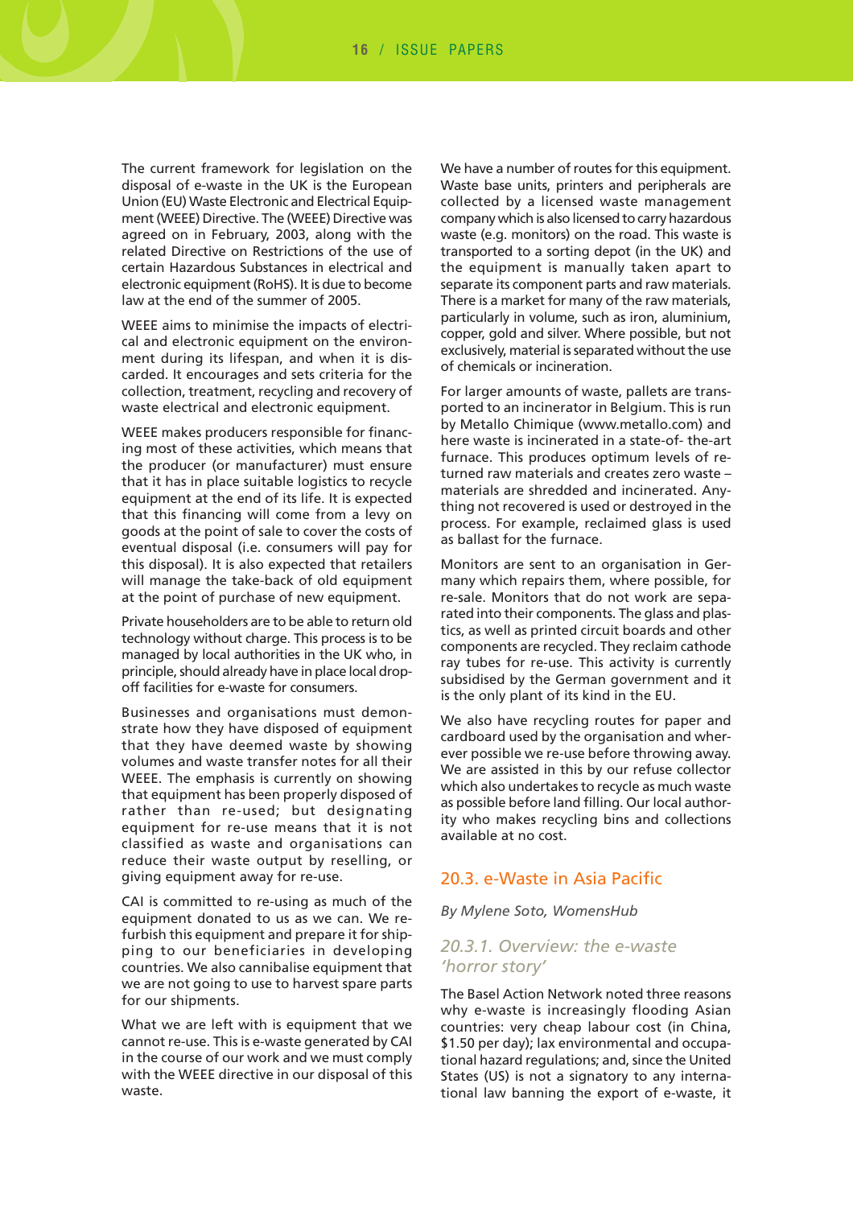The current framework for legislation on the disposal of e-waste in the UK is the European Union (EU) Waste Electronic and Electrical Equipment (WEEE) Directive. The (WEEE) Directive was agreed on in February, 2003, along with the related Directive on Restrictions of the use of certain Hazardous Substances in electrical and electronic equipment (RoHS). It is due to become law at the end of the summer of 2005.

WEEE aims to minimise the impacts of electrical and electronic equipment on the environment during its lifespan, and when it is discarded. It encourages and sets criteria for the collection, treatment, recycling and recovery of waste electrical and electronic equipment.

WEEE makes producers responsible for financing most of these activities, which means that the producer (or manufacturer) must ensure that it has in place suitable logistics to recycle equipment at the end of its life. It is expected that this financing will come from a levy on goods at the point of sale to cover the costs of eventual disposal (i.e. consumers will pay for this disposal). It is also expected that retailers will manage the take-back of old equipment at the point of purchase of new equipment.

Private householders are to be able to return old technology without charge. This process is to be managed by local authorities in the UK who, in principle, should already have in place local drop-off facilities for e-waste for consumers.

Businesses and organisations must demonstrate how they have disposed of equipment that they have deemed waste by showing volumes and waste transfer notes for all their WEEE. The emphasis is currently on showing that equipment has been properly disposed of rather than re-used; but designating equipment for re-use means that it is not classified as waste and organisations can reduce their waste output by reselling, or giving equipment away for re-use.

CAI is committed to re-using as much of the equipment donated to us as we can. We refurbish this equipment and prepare it for shipping to our beneficiaries in developing countries. We also cannibalise equipment that we are not going to use to harvest spare parts for our shipments.

What we are left with is equipment that we cannot re-use. This is e-waste generated by CAI in the course of our work and we must comply with the WEEE directive in our disposal of this waste.

We have a number of routes for this equipment. Waste base units, printers and peripherals are collected by a licensed waste management company which is also licensed to carry hazardous waste (e.g. monitors) on the road. This waste is transported to a sorting depot (in the UK) and the equipment is manually taken apart to separate its component parts and raw materials. There is a market for many of the raw materials, particularly in volume, such as iron, aluminium, copper, gold and silver. Where possible, but not exclusively, material is separated without the use of chemicals or incineration.

For larger amounts of waste, pallets are transported to an incinerator in Belgium. This is run by Metallo Chimique (www.metallo.com) and here waste is incinerated in a state-of- the-art furnace. This produces optimum levels of returned raw materials and creates zero waste – materials are shredded and incinerated. Anything not recovered is used or destroyed in the process. For example, reclaimed glass is used as ballast for the furnace.

Monitors are sent to an organisation in Germany which repairs them, where possible, for re-sale. Monitors that do not work are separated into their components. The glass and plastics, as well as printed circuit boards and other components are recycled. They reclaim cathode ray tubes for re-use. This activity is currently subsidised by the German government and it is the only plant of its kind in the EU.

We also have recycling routes for paper and cardboard used by the organisation and wherever possible we re-use before throwing away. We are assisted in this by our refuse collector which also undertakes to recycle as much waste as possible before land filling. Our local authority who makes recycling bins and collections available at no cost.

## 20.3. e-Waste in Asia Pacific

*By Mylene Soto, WomensHub*

### *20.3.1. Overview: the e-waste 'horror story'*

The Basel Action Network noted three reasons why e-waste is increasingly flooding Asian countries: very cheap labour cost (in China, $1.50 per day); lax environmental and occupational hazard regulations; and, since the United States (US) is not a signatory to any international law banning the export of e-waste, it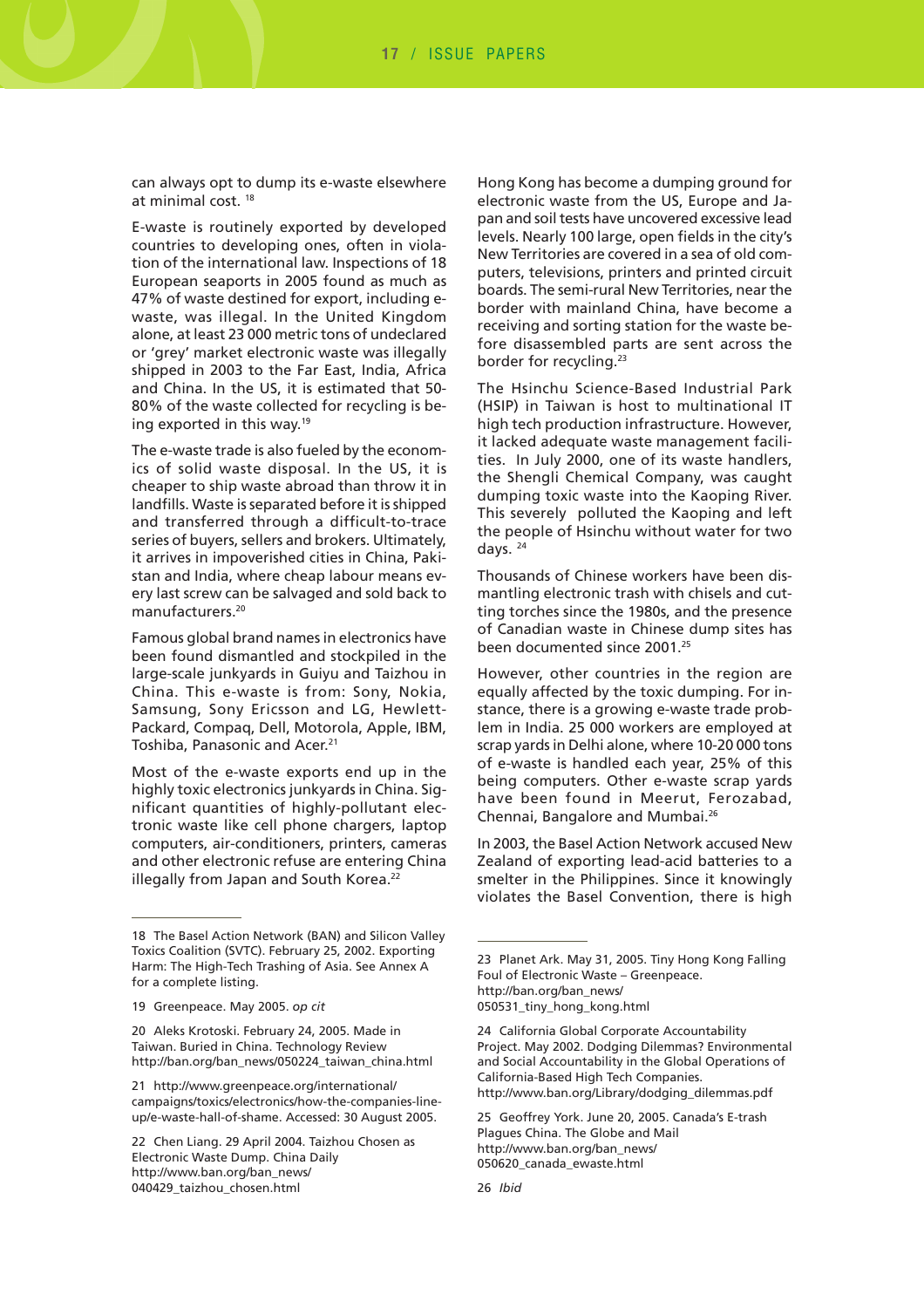can always opt to dump its e-waste elsewhere at minimal cost. [18]

E-waste is routinely exported by developed countries to developing ones, often in violation of the international law. Inspections of 18 European seaports in 2005 found as much as 47% of waste destined for export, including e-waste, was illegal. In the United Kingdom alone, at least 23 000 metric tons of undeclared or 'grey' market electronic waste was illegally shipped in 2003 to the Far East, India, Africa and China. In the US, it is estimated that 50-80% of the waste collected for recycling is being exported in this way.[19]

The e-waste trade is also fueled by the economics of solid waste disposal. In the US, it is cheaper to ship waste abroad than throw it in landfills. Waste is separated before it is shipped and transferred through a difficult-to-trace series of buyers, sellers and brokers. Ultimately, it arrives in impoverished cities in China, Pakistan and India, where cheap labour means every last screw can be salvaged and sold back to manufacturers.[20]

Famous global brand names in electronics have been found dismantled and stockpiled in the large-scale junkyards in Guiyu and Taizhou in China. This e-waste is from: Sony, Nokia, Samsung, Sony Ericsson and LG, Hewlett-Packard, Compaq, Dell, Motorola, Apple, IBM, Toshiba, Panasonic and Acer.[21]

Most of the e-waste exports end up in the highly toxic electronics junkyards in China. Significant quantities of highly-pollutant electronic waste like cell phone chargers, laptop computers, air-conditioners, printers, cameras and other electronic refuse are entering China illegally from Japan and South Korea.[22]

Hong Kong has become a dumping ground for electronic waste from the US, Europe and Japan and soil tests have uncovered excessive lead levels. Nearly 100 large, open fields in the city's New Territories are covered in a sea of old computers, televisions, printers and printed circuit boards. The semi-rural New Territories, near the border with mainland China, have become a receiving and sorting station for the waste before disassembled parts are sent across the border for recycling.[23]

The Hsinchu Science-Based Industrial Park (HSIP) in Taiwan is host to multinational IT high tech production infrastructure. However, it lacked adequate waste management facilities. In July 2000, one of its waste handlers, the Shengli Chemical Company, was caught dumping toxic waste into the Kaoping River. This severely polluted the Kaoping and left the people of Hsinchu without water for two days. [24]

Thousands of Chinese workers have been dismantling electronic trash with chisels and cutting torches since the 1980s, and the presence of Canadian waste in Chinese dump sites has been documented since 2001.[25]

However, other countries in the region are equally affected by the toxic dumping. For instance, there is a growing e-waste trade problem in India. 25 000 workers are employed at scrap yards in Delhi alone, where 10-20 000 tons of e-waste is handled each year, 25% of this being computers. Other e-waste scrap yards have been found in Meerut, Ferozabad, Chennai, Bangalore and Mumbai.[26]

In 2003, the Basel Action Network accused New Zealand of exporting lead-acid batteries to a smelter in the Philippines. Since it knowingly violates the Basel Convention, there is high

---

18 The Basel Action Network (BAN) and Silicon Valley Toxics Coalition (SVTC). February 25, 2002. Exporting Harm: The High-Tech Trashing of Asia. See Annex A for a complete listing.

19 Greenpeace. May 2005. *op cit*

20 Aleks Krotoski. February 24, 2005. Made in Taiwan. Buried in China. Technology Review http://ban.org/ban_news/050224_taiwan_china.html

21 http://www.greenpeace.org/international/campaigns/toxics/electronics/how-the-companies-line-up/e-waste-hall-of-shame. Accessed: 30 August 2005.

22 Chen Liang. 29 April 2004. Taizhou Chosen as Electronic Waste Dump. China Daily http://www.ban.org/ban_news/040429_taizhou_chosen.html

23 Planet Ark. May 31, 2005. Tiny Hong Kong Falling Foul of Electronic Waste – Greenpeace. http://ban.org/ban_news/050531_tiny_hong_kong.html

24 California Global Corporate Accountability Project. May 2002. Dodging Dilemmas? Environmental and Social Accountability in the Global Operations of California-Based High Tech Companies. http://www.ban.org/Library/dodging_dilemmas.pdf

25 Geoffrey York. June 20, 2005. Canada's E-trash Plagues China. The Globe and Mail http://www.ban.org/ban_news/050620_canada_ewaste.html

26 *Ibid*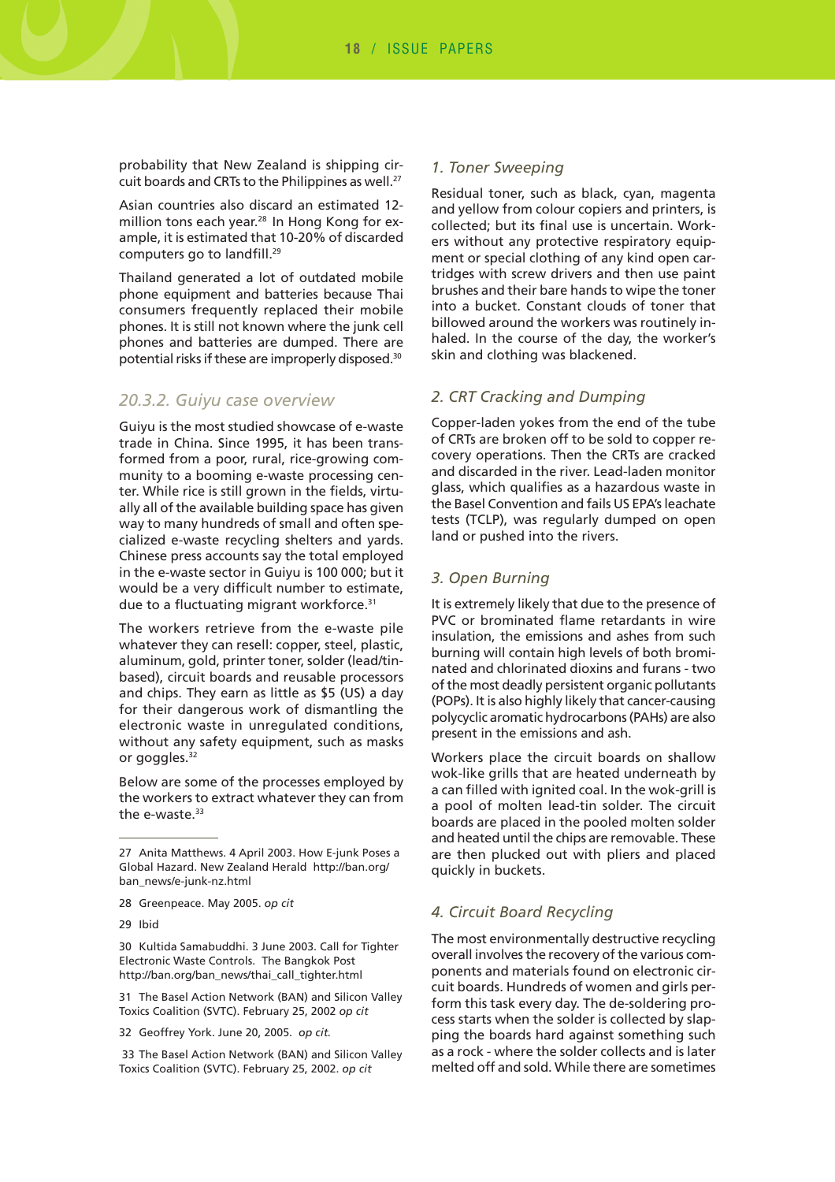probability that New Zealand is shipping circuit boards and CRTs to the Philippines as well.[27]

Asian countries also discard an estimated 12-million tons each year.[28] In Hong Kong for example, it is estimated that 10-20% of discarded computers go to landfill.[29]

Thailand generated a lot of outdated mobile phone equipment and batteries because Thai consumers frequently replaced their mobile phones. It is still not known where the junk cell phones and batteries are dumped. There are potential risks if these are improperly disposed.[30]

### *20.3.2. Guiyu case overview*

Guiyu is the most studied showcase of e-waste trade in China. Since 1995, it has been transformed from a poor, rural, rice-growing community to a booming e-waste processing center. While rice is still grown in the fields, virtually all of the available building space has given way to many hundreds of small and often specialized e-waste recycling shelters and yards. Chinese press accounts say the total employed in the e-waste sector in Guiyu is 100 000; but it would be a very difficult number to estimate, due to a fluctuating migrant workforce.[31]

The workers retrieve from the e-waste pile whatever they can resell: copper, steel, plastic, aluminum, gold, printer toner, solder (lead/tin-based), circuit boards and reusable processors and chips. They earn as little as $5 (US) a day for their dangerous work of dismantling the electronic waste in unregulated conditions, without any safety equipment, such as masks or goggles.[32]

Below are some of the processes employed by the workers to extract whatever they can from the e-waste.[33]

#### *1. Toner Sweeping*

Residual toner, such as black, cyan, magenta and yellow from colour copiers and printers, is collected; but its final use is uncertain. Workers without any protective respiratory equipment or special clothing of any kind open cartridges with screw drivers and then use paint brushes and their bare hands to wipe the toner into a bucket. Constant clouds of toner that billowed around the workers was routinely inhaled. In the course of the day, the worker's skin and clothing was blackened.

#### *2. CRT Cracking and Dumping*

Copper-laden yokes from the end of the tube of CRTs are broken off to be sold to copper recovery operations. Then the CRTs are cracked and discarded in the river. Lead-laden monitor glass, which qualifies as a hazardous waste in the Basel Convention and fails US EPA's leachate tests (TCLP), was regularly dumped on open land or pushed into the rivers.

#### *3. Open Burning*

It is extremely likely that due to the presence of PVC or brominated flame retardants in wire insulation, the emissions and ashes from such burning will contain high levels of both brominated and chlorinated dioxins and furans - two of the most deadly persistent organic pollutants (POPs). It is also highly likely that cancer-causing polycyclic aromatic hydrocarbons (PAHs) are also present in the emissions and ash.

Workers place the circuit boards on shallow wok-like grills that are heated underneath by a can filled with ignited coal. In the wok-grill is a pool of molten lead-tin solder. The circuit boards are placed in the pooled molten solder and heated until the chips are removable. These are then plucked out with pliers and placed quickly in buckets.

#### *4. Circuit Board Recycling*

The most environmentally destructive recycling overall involves the recovery of the various components and materials found on electronic circuit boards. Hundreds of women and girls perform this task every day. The de-soldering process starts when the solder is collected by slapping the boards hard against something such as a rock - where the solder collects and is later melted off and sold. While there are sometimes

---

27 Anita Matthews. 4 April 2003. How E-junk Poses a Global Hazard. New Zealand Herald http://ban.org/ban_news/e-junk-nz.html

28 Greenpeace. May 2005. *op cit*

29 Ibid

30 Kultida Samabuddhi. 3 June 2003. Call for Tighter Electronic Waste Controls. The Bangkok Post http://ban.org/ban_news/thai_call_tighter.html

31 The Basel Action Network (BAN) and Silicon Valley Toxics Coalition (SVTC). February 25, 2002 *op cit*

32 Geoffrey York. June 20, 2005. *op cit.*

33 The Basel Action Network (BAN) and Silicon Valley Toxics Coalition (SVTC). February 25, 2002. *op cit*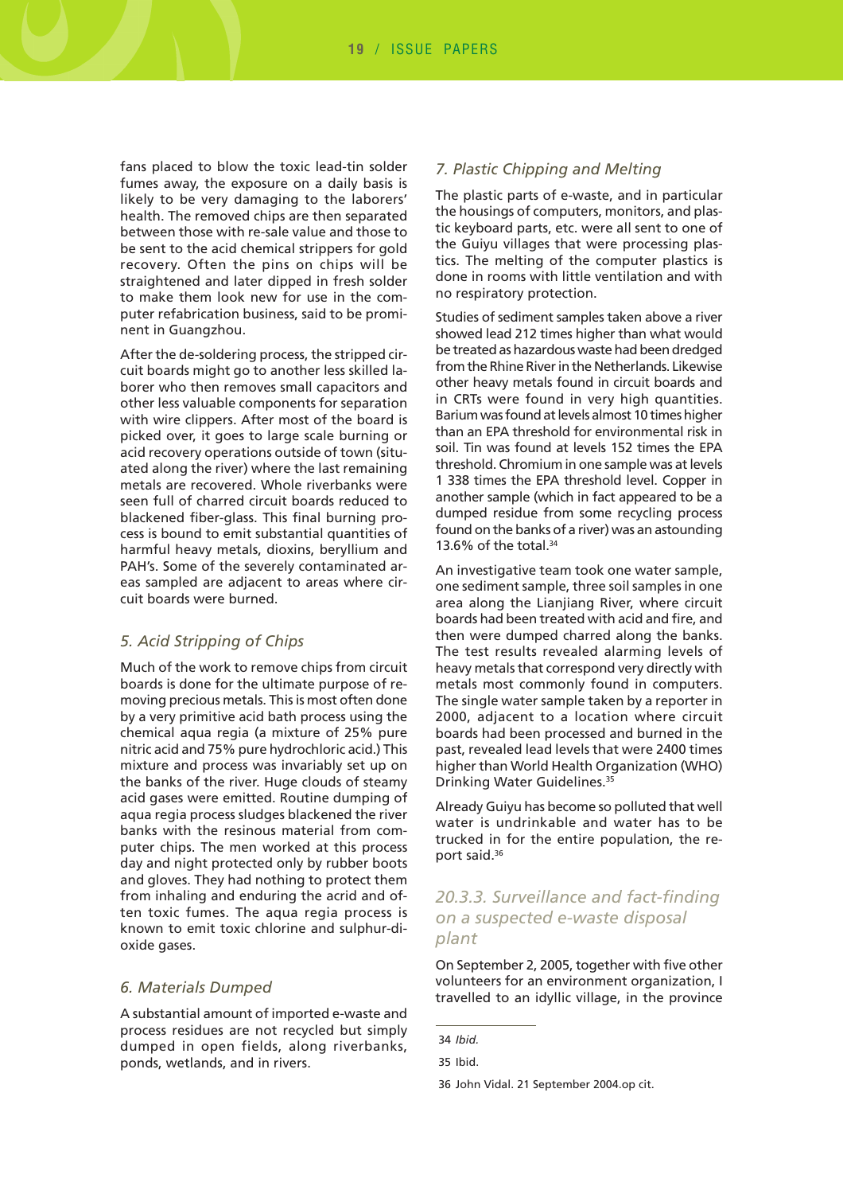fans placed to blow the toxic lead-tin solder fumes away, the exposure on a daily basis is likely to be very damaging to the laborers' health. The removed chips are then separated between those with re-sale value and those to be sent to the acid chemical strippers for gold recovery. Often the pins on chips will be straightened and later dipped in fresh solder to make them look new for use in the computer refabrication business, said to be prominent in Guangzhou.

After the de-soldering process, the stripped circuit boards might go to another less skilled laborer who then removes small capacitors and other less valuable components for separation with wire clippers. After most of the board is picked over, it goes to large scale burning or acid recovery operations outside of town (situated along the river) where the last remaining metals are recovered. Whole riverbanks were seen full of charred circuit boards reduced to blackened fiber-glass. This final burning process is bound to emit substantial quantities of harmful heavy metals, dioxins, beryllium and PAH's. Some of the severely contaminated areas sampled are adjacent to areas where circuit boards were burned.

### *5. Acid Stripping of Chips*

Much of the work to remove chips from circuit boards is done for the ultimate purpose of removing precious metals. This is most often done by a very primitive acid bath process using the chemical aqua regia (a mixture of 25% pure nitric acid and 75% pure hydrochloric acid.) This mixture and process was invariably set up on the banks of the river. Huge clouds of steamy acid gases were emitted. Routine dumping of aqua regia process sludges blackened the river banks with the resinous material from computer chips. The men worked at this process day and night protected only by rubber boots and gloves. They had nothing to protect them from inhaling and enduring the acrid and often toxic fumes. The aqua regia process is known to emit toxic chlorine and sulphur-dioxide gases.

### *6. Materials Dumped*

A substantial amount of imported e-waste and process residues are not recycled but simply dumped in open fields, along riverbanks, ponds, wetlands, and in rivers.

### *7. Plastic Chipping and Melting*

The plastic parts of e-waste, and in particular the housings of computers, monitors, and plastic keyboard parts, etc. were all sent to one of the Guiyu villages that were processing plastics. The melting of the computer plastics is done in rooms with little ventilation and with no respiratory protection.

Studies of sediment samples taken above a river showed lead 212 times higher than what would be treated as hazardous waste had been dredged from the Rhine River in the Netherlands. Likewise other heavy metals found in circuit boards and in CRTs were found in very high quantities. Barium was found at levels almost 10 times higher than an EPA threshold for environmental risk in soil. Tin was found at levels 152 times the EPA threshold. Chromium in one sample was at levels 1 338 times the EPA threshold level. Copper in another sample (which in fact appeared to be a dumped residue from some recycling process found on the banks of a river) was an astounding 13.6% of the total.[34]

An investigative team took one water sample, one sediment sample, three soil samples in one area along the Lianjiang River, where circuit boards had been treated with acid and fire, and then were dumped charred along the banks. The test results revealed alarming levels of heavy metals that correspond very directly with metals most commonly found in computers. The single water sample taken by a reporter in 2000, adjacent to a location where circuit boards had been processed and burned in the past, revealed lead levels that were 2400 times higher than World Health Organization (WHO) Drinking Water Guidelines.[35]

Already Guiyu has become so polluted that well water is undrinkable and water has to be trucked in for the entire population, the report said.[36]

## *20.3.3. Surveillance and fact-finding on a suspected e-waste disposal plant*

On September 2, 2005, together with five other volunteers for an environment organization, I travelled to an idyllic village, in the province

---

34 *Ibid.*

35 Ibid.

36 John Vidal. 21 September 2004.op cit.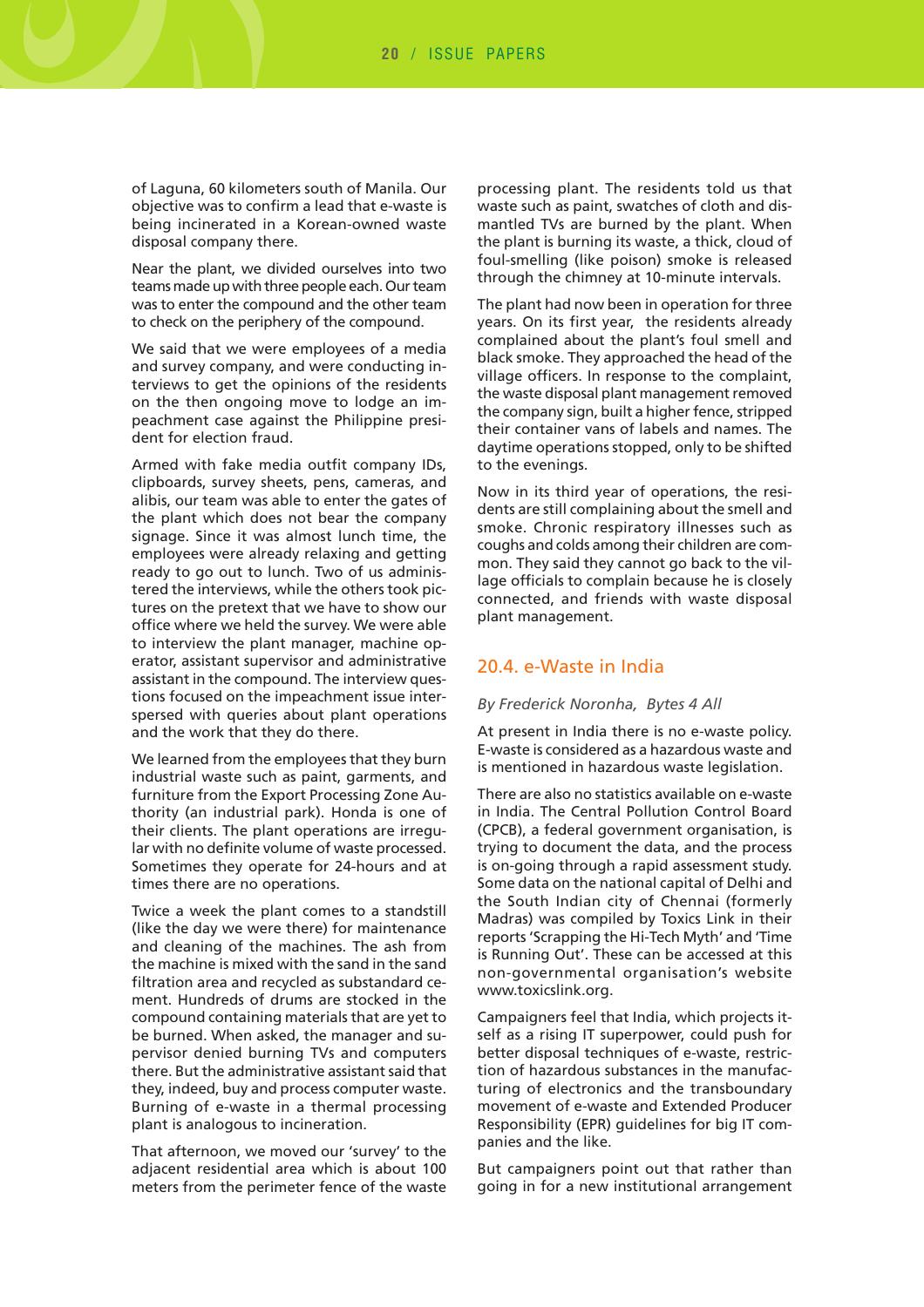of Laguna, 60 kilometers south of Manila. Our objective was to confirm a lead that e-waste is being incinerated in a Korean-owned waste disposal company there.

Near the plant, we divided ourselves into two teams made up with three people each. Our team was to enter the compound and the other team to check on the periphery of the compound.

We said that we were employees of a media and survey company, and were conducting interviews to get the opinions of the residents on the then ongoing move to lodge an impeachment case against the Philippine president for election fraud.

Armed with fake media outfit company IDs, clipboards, survey sheets, pens, cameras, and alibis, our team was able to enter the gates of the plant which does not bear the company signage. Since it was almost lunch time, the employees were already relaxing and getting ready to go out to lunch. Two of us administered the interviews, while the others took pictures on the pretext that we have to show our office where we held the survey. We were able to interview the plant manager, machine operator, assistant supervisor and administrative assistant in the compound. The interview questions focused on the impeachment issue interspersed with queries about plant operations and the work that they do there.

We learned from the employees that they burn industrial waste such as paint, garments, and furniture from the Export Processing Zone Authority (an industrial park). Honda is one of their clients. The plant operations are irregular with no definite volume of waste processed. Sometimes they operate for 24-hours and at times there are no operations.

Twice a week the plant comes to a standstill (like the day we were there) for maintenance and cleaning of the machines. The ash from the machine is mixed with the sand in the sand filtration area and recycled as substandard cement. Hundreds of drums are stocked in the compound containing materials that are yet to be burned. When asked, the manager and supervisor denied burning TVs and computers there. But the administrative assistant said that they, indeed, buy and process computer waste. Burning of e-waste in a thermal processing plant is analogous to incineration.

That afternoon, we moved our 'survey' to the adjacent residential area which is about 100 meters from the perimeter fence of the waste processing plant. The residents told us that waste such as paint, swatches of cloth and dismantled TVs are burned by the plant. When the plant is burning its waste, a thick, cloud of foul-smelling (like poison) smoke is released through the chimney at 10-minute intervals.

The plant had now been in operation for three years. On its first year, the residents already complained about the plant's foul smell and black smoke. They approached the head of the village officers. In response to the complaint, the waste disposal plant management removed the company sign, built a higher fence, stripped their container vans of labels and names. The daytime operations stopped, only to be shifted to the evenings.

Now in its third year of operations, the residents are still complaining about the smell and smoke. Chronic respiratory illnesses such as coughs and colds among their children are common. They said they cannot go back to the village officials to complain because he is closely connected, and friends with waste disposal plant management.

## 20.4. e-Waste in India

*By Frederick Noronha, Bytes 4 All*

At present in India there is no e-waste policy. E-waste is considered as a hazardous waste and is mentioned in hazardous waste legislation.

There are also no statistics available on e-waste in India. The Central Pollution Control Board (CPCB), a federal government organisation, is trying to document the data, and the process is on-going through a rapid assessment study. Some data on the national capital of Delhi and the South Indian city of Chennai (formerly Madras) was compiled by Toxics Link in their reports 'Scrapping the Hi-Tech Myth' and 'Time is Running Out'. These can be accessed at this non-governmental organisation's website www.toxicslink.org.

Campaigners feel that India, which projects itself as a rising IT superpower, could push for better disposal techniques of e-waste, restriction of hazardous substances in the manufacturing of electronics and the transboundary movement of e-waste and Extended Producer Responsibility (EPR) guidelines for big IT companies and the like.

But campaigners point out that rather than going in for a new institutional arrangement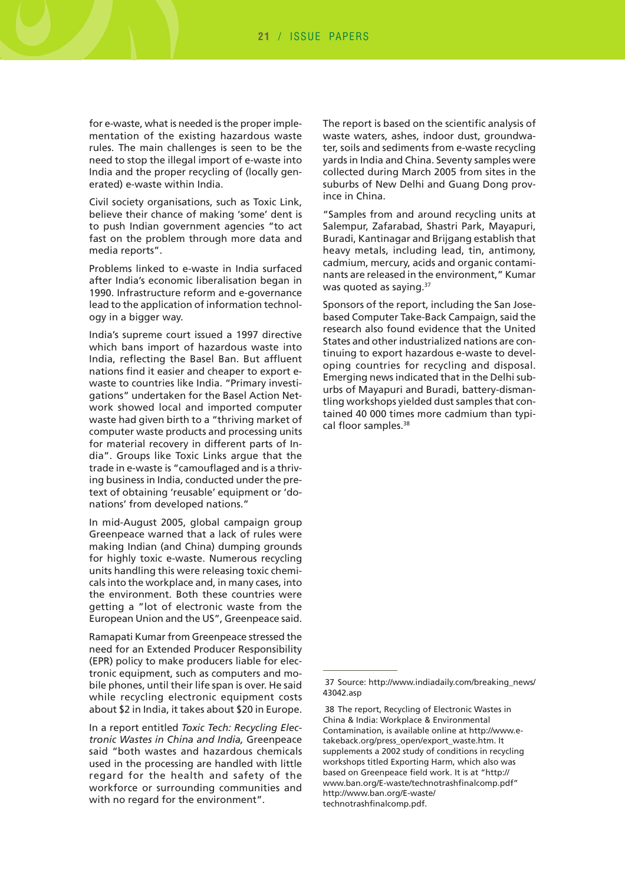for e-waste, what is needed is the proper implementation of the existing hazardous waste rules. The main challenges is seen to be the need to stop the illegal import of e-waste into India and the proper recycling of (locally generated) e-waste within India.

Civil society organisations, such as Toxic Link, believe their chance of making 'some' dent is to push Indian government agencies "to act fast on the problem through more data and media reports".

Problems linked to e-waste in India surfaced after India's economic liberalisation began in 1990. Infrastructure reform and e-governance lead to the application of information technology in a bigger way.

India's supreme court issued a 1997 directive which bans import of hazardous waste into India, reflecting the Basel Ban. But affluent nations find it easier and cheaper to export e-waste to countries like India. "Primary investigations" undertaken for the Basel Action Network showed local and imported computer waste had given birth to a "thriving market of computer waste products and processing units for material recovery in different parts of India". Groups like Toxic Links argue that the trade in e-waste is "camouflaged and is a thriving business in India, conducted under the pretext of obtaining 'reusable' equipment or 'donations' from developed nations."

In mid-August 2005, global campaign group Greenpeace warned that a lack of rules were making Indian (and China) dumping grounds for highly toxic e-waste. Numerous recycling units handling this were releasing toxic chemicals into the workplace and, in many cases, into the environment. Both these countries were getting a "lot of electronic waste from the European Union and the US", Greenpeace said.

Ramapati Kumar from Greenpeace stressed the need for an Extended Producer Responsibility (EPR) policy to make producers liable for electronic equipment, such as computers and mobile phones, until their life span is over. He said while recycling electronic equipment costs about $2 in India, it takes about $20 in Europe.

In a report entitled *Toxic Tech: Recycling Electronic Wastes in China and India,* Greenpeace said "both wastes and hazardous chemicals used in the processing are handled with little regard for the health and safety of the workforce or surrounding communities and with no regard for the environment".

The report is based on the scientific analysis of waste waters, ashes, indoor dust, groundwater, soils and sediments from e-waste recycling yards in India and China. Seventy samples were collected during March 2005 from sites in the suburbs of New Delhi and Guang Dong province in China.

"Samples from and around recycling units at Salempur, Zafarabad, Shastri Park, Mayapuri, Buradi, Kantinagar and Brijgang establish that heavy metals, including lead, tin, antimony, cadmium, mercury, acids and organic contaminants are released in the environment," Kumar was quoted as saying.[37]

Sponsors of the report, including the San Jose-based Computer Take-Back Campaign, said the research also found evidence that the United States and other industrialized nations are continuing to export hazardous e-waste to developing countries for recycling and disposal. Emerging news indicated that in the Delhi suburbs of Mayapuri and Buradi, battery-dismantling workshops yielded dust samples that contained 40 000 times more cadmium than typical floor samples.[38]

---

37 Source: http://www.indiadaily.com/breaking_news/43042.asp

38 The report, Recycling of Electronic Wastes in China & India: Workplace & Environmental Contamination, is available online at http://www.e-takeback.org/press_open/export_waste.htm. It supplements a 2002 study of conditions in recycling workshops titled Exporting Harm, which also was based on Greenpeace field work. It is at "http://www.ban.org/E-waste/technotrashfinalcomp.pdf" http://www.ban.org/E-waste/technotrashfinalcomp.pdf.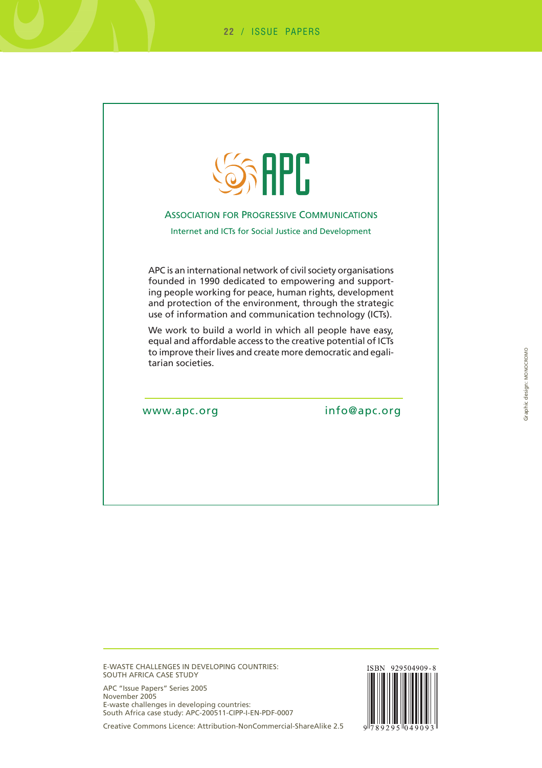APC

ASSOCIATION FOR PROGRESSIVE COMMUNICATIONS

Internet and ICTs for Social Justice and Development

APC is an international network of civil society organisations founded in 1990 dedicated to empowering and supporting people working for peace, human rights, development and protection of the environment, through the strategic use of information and communication technology (ICTs).

We work to build a world in which all people have easy, equal and affordable access to the creative potential of ICTs to improve their lives and create more democratic and egalitarian societies.

www.apc.org info@apc.org

Graphic design: MONOCROMO

E-WASTE CHALLENGES IN DEVELOPING COUNTRIES: SOUTH AFRICA CASE STUDY

APC "Issue Papers" Series 2005
November 2005
E-waste challenges in developing countries:
South Africa case study: APC-200511-CIPP-I-EN-PDF-0007

Creative Commons Licence: Attribution-NonCommercial-ShareAlike 2.5

ISBN 929504909-8